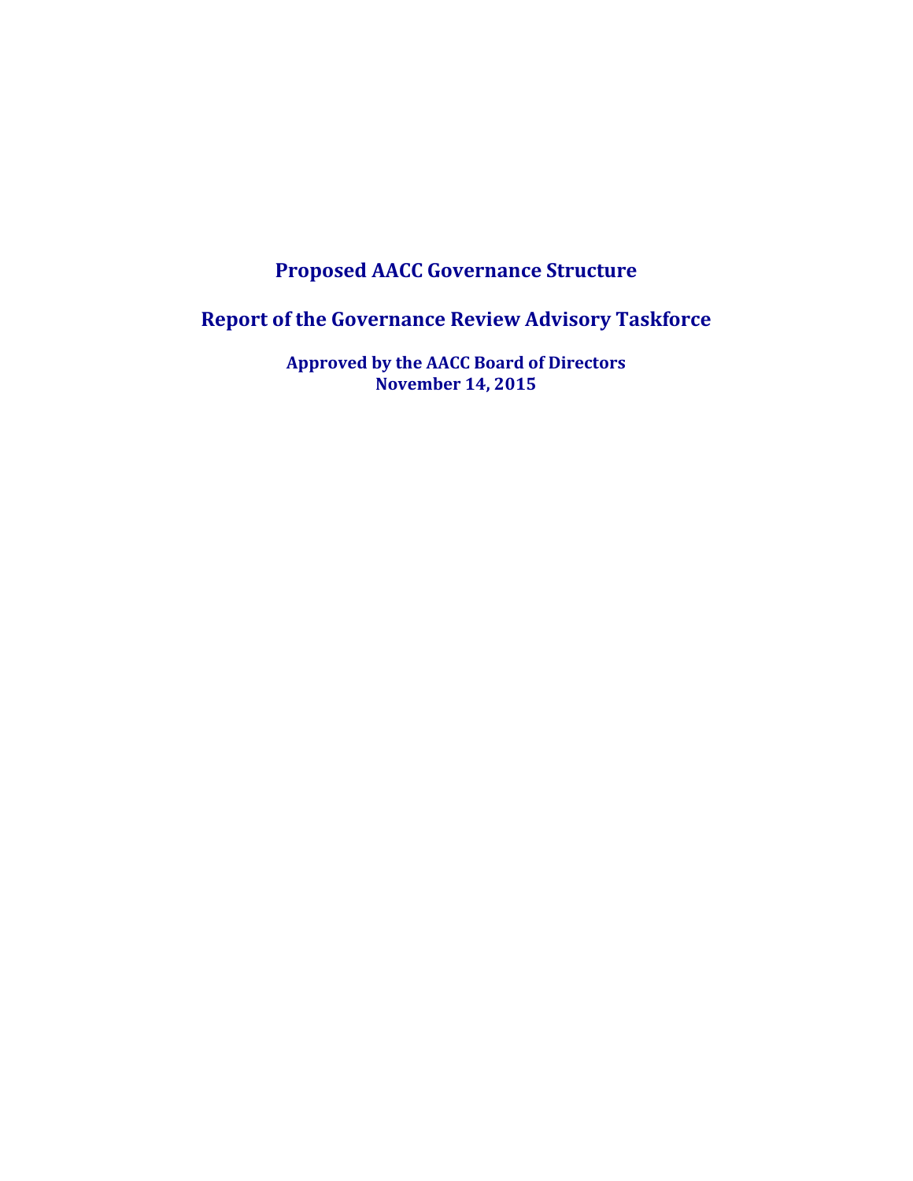# Proposed AACC Governance Structure

## Report of the Governance Review Advisory Taskforce

**Approved by the AACC Board of Directors**
**November 14, 2015**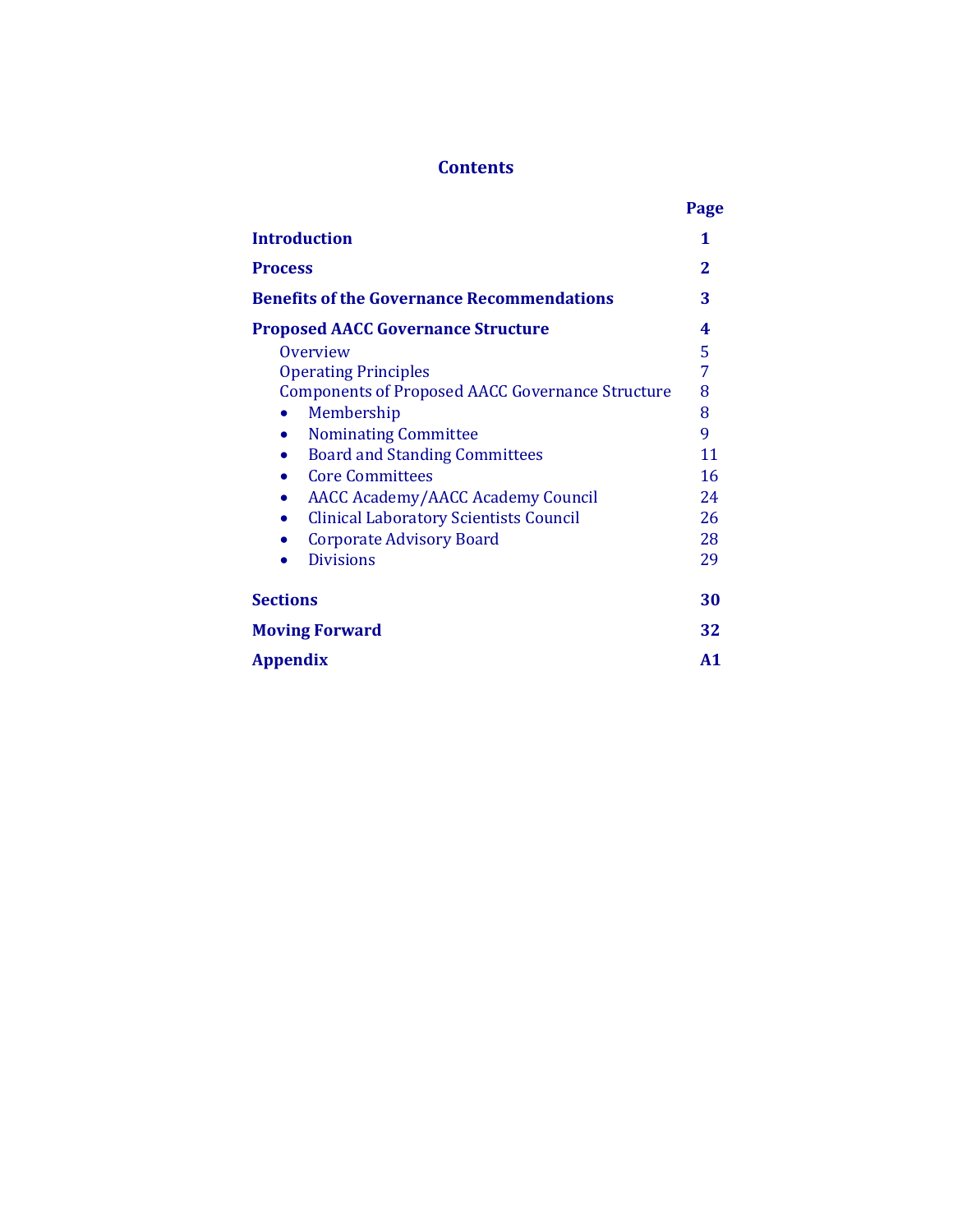# Contents

| | Page |
|---|---|
| **Introduction** | **1** |
| **Process** | **2** |
| **Benefits of the Governance Recommendations** | **3** |
| **Proposed AACC Governance Structure** | **4** |
| Overview | 5 |
| Operating Principles | 7 |
| Components of Proposed AACC Governance Structure | 8 |
| • Membership | 8 |
| • Nominating Committee | 9 |
| • Board and Standing Committees | 11 |
| • Core Committees | 16 |
| • AACC Academy/AACC Academy Council | 24 |
| • Clinical Laboratory Scientists Council | 26 |
| • Corporate Advisory Board | 28 |
| • Divisions | 29 |
| **Sections** | **30** |
| **Moving Forward** | **32** |
| **Appendix** | **A1** |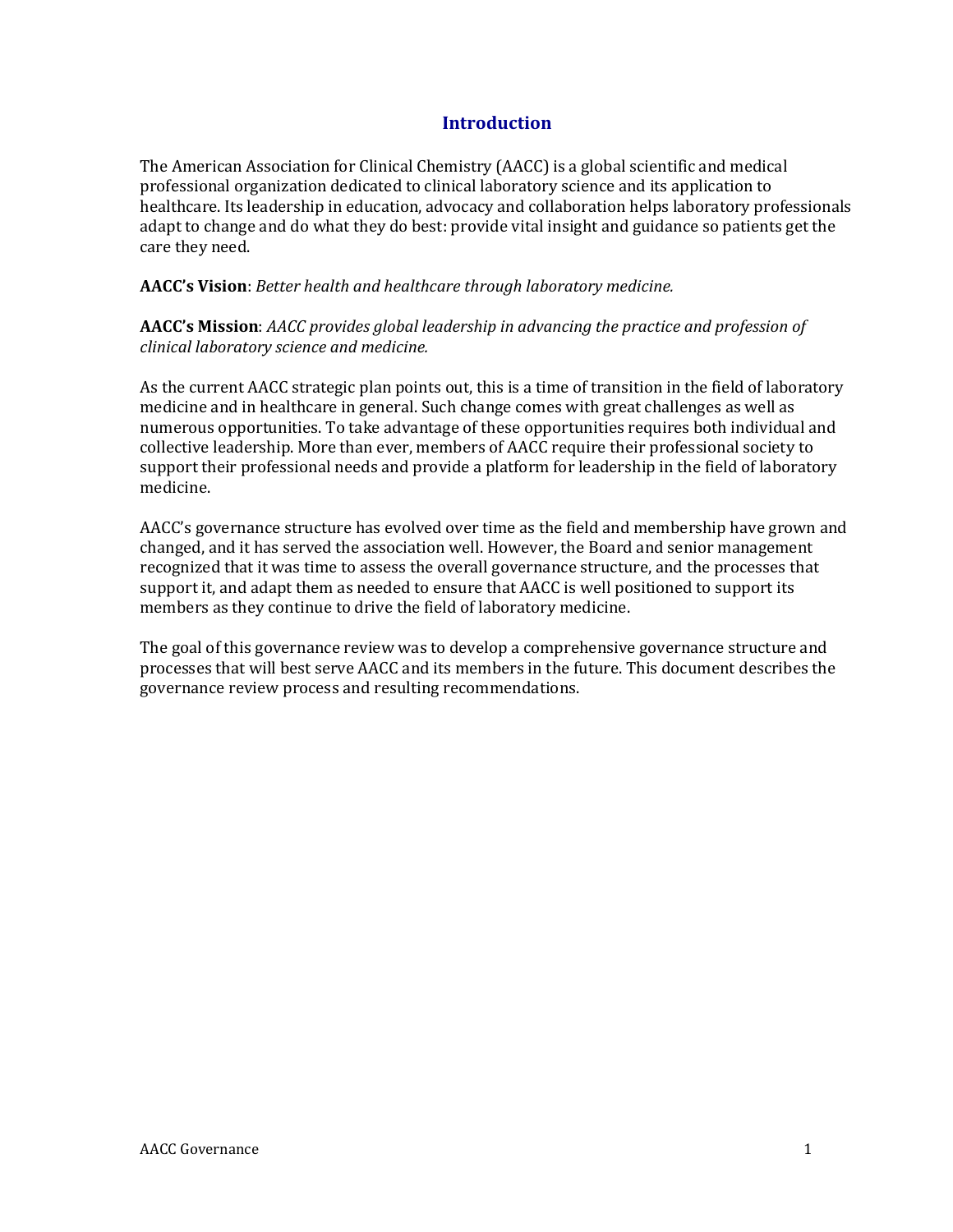# Introduction

The American Association for Clinical Chemistry (AACC) is a global scientific and medical professional organization dedicated to clinical laboratory science and its application to healthcare. Its leadership in education, advocacy and collaboration helps laboratory professionals adapt to change and do what they do best: provide vital insight and guidance so patients get the care they need.

**AACC's Vision**: *Better health and healthcare through laboratory medicine.*

**AACC's Mission**: *AACC provides global leadership in advancing the practice and profession of clinical laboratory science and medicine.*

As the current AACC strategic plan points out, this is a time of transition in the field of laboratory medicine and in healthcare in general. Such change comes with great challenges as well as numerous opportunities. To take advantage of these opportunities requires both individual and collective leadership. More than ever, members of AACC require their professional society to support their professional needs and provide a platform for leadership in the field of laboratory medicine.

AACC's governance structure has evolved over time as the field and membership have grown and changed, and it has served the association well. However, the Board and senior management recognized that it was time to assess the overall governance structure, and the processes that support it, and adapt them as needed to ensure that AACC is well positioned to support its members as they continue to drive the field of laboratory medicine.

The goal of this governance review was to develop a comprehensive governance structure and processes that will best serve AACC and its members in the future. This document describes the governance review process and resulting recommendations.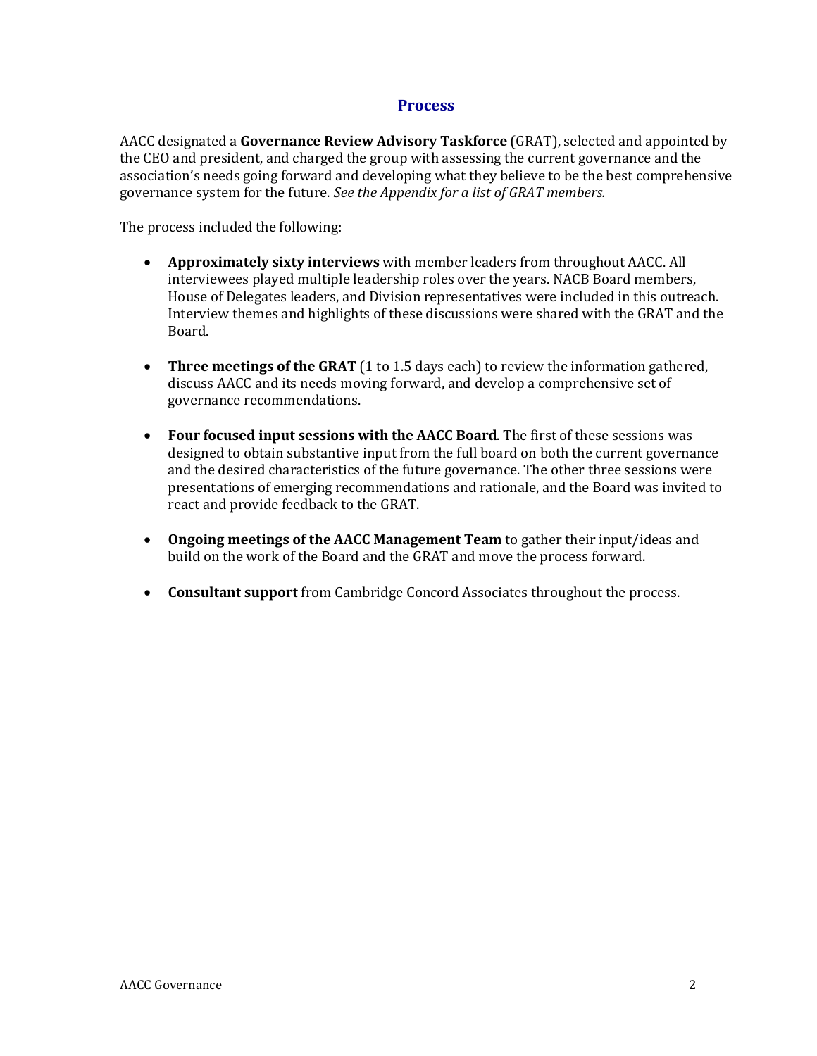## Process

AACC designated a **Governance Review Advisory Taskforce** (GRAT), selected and appointed by the CEO and president, and charged the group with assessing the current governance and the association's needs going forward and developing what they believe to be the best comprehensive governance system for the future. *See the Appendix for a list of GRAT members.*

The process included the following:

- **Approximately sixty interviews** with member leaders from throughout AACC. All interviewees played multiple leadership roles over the years. NACB Board members, House of Delegates leaders, and Division representatives were included in this outreach. Interview themes and highlights of these discussions were shared with the GRAT and the Board.

- **Three meetings of the GRAT** (1 to 1.5 days each) to review the information gathered, discuss AACC and its needs moving forward, and develop a comprehensive set of governance recommendations.

- **Four focused input sessions with the AACC Board**. The first of these sessions was designed to obtain substantive input from the full board on both the current governance and the desired characteristics of the future governance. The other three sessions were presentations of emerging recommendations and rationale, and the Board was invited to react and provide feedback to the GRAT.

- **Ongoing meetings of the AACC Management Team** to gather their input/ideas and build on the work of the Board and the GRAT and move the process forward.

- **Consultant support** from Cambridge Concord Associates throughout the process.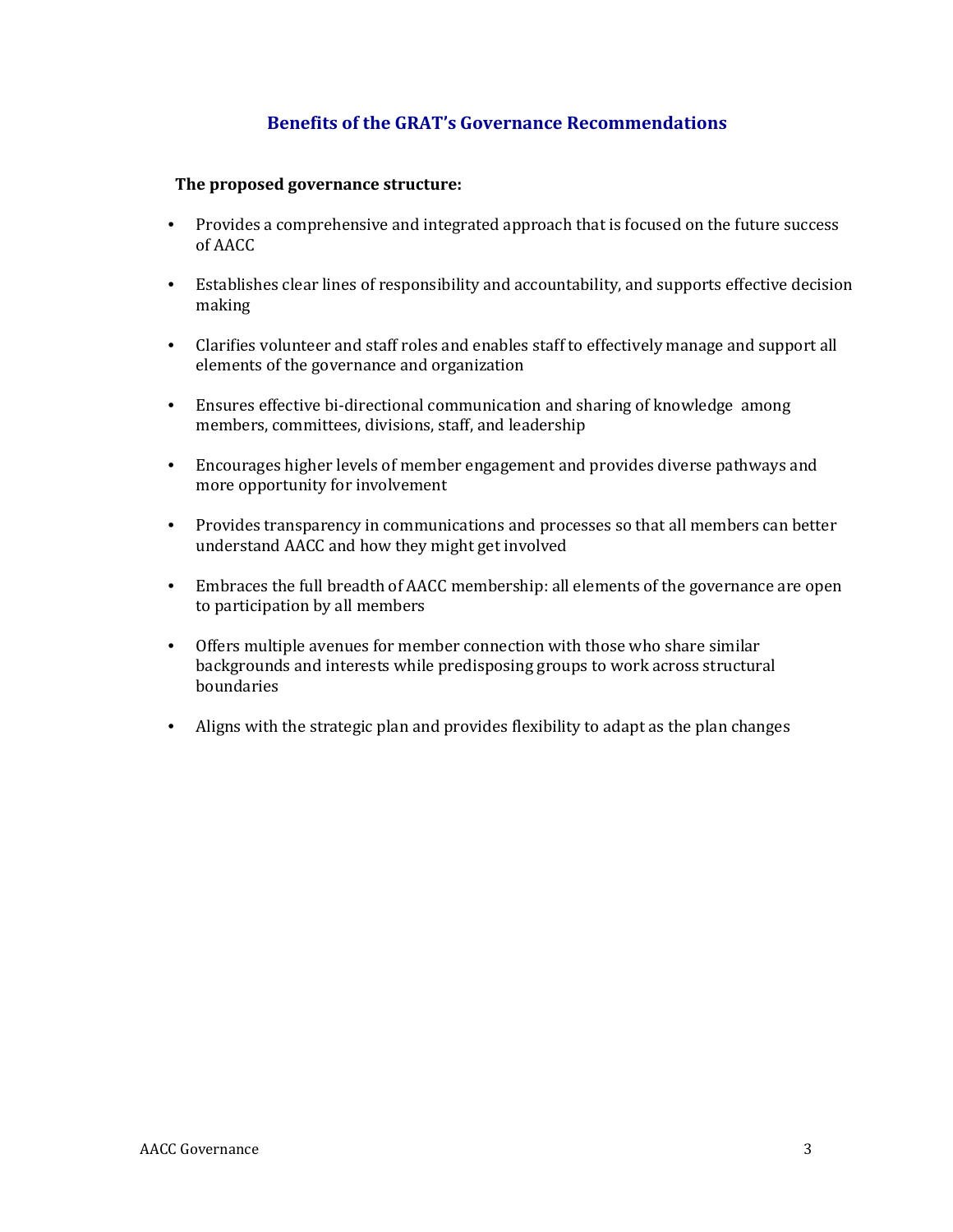## Benefits of the GRAT's Governance Recommendations

**The proposed governance structure:**

- Provides a comprehensive and integrated approach that is focused on the future success of AACC
- Establishes clear lines of responsibility and accountability, and supports effective decision making
- Clarifies volunteer and staff roles and enables staff to effectively manage and support all elements of the governance and organization
- Ensures effective bi-directional communication and sharing of knowledge among members, committees, divisions, staff, and leadership
- Encourages higher levels of member engagement and provides diverse pathways and more opportunity for involvement
- Provides transparency in communications and processes so that all members can better understand AACC and how they might get involved
- Embraces the full breadth of AACC membership: all elements of the governance are open to participation by all members
- Offers multiple avenues for member connection with those who share similar backgrounds and interests while predisposing groups to work across structural boundaries
- Aligns with the strategic plan and provides flexibility to adapt as the plan changes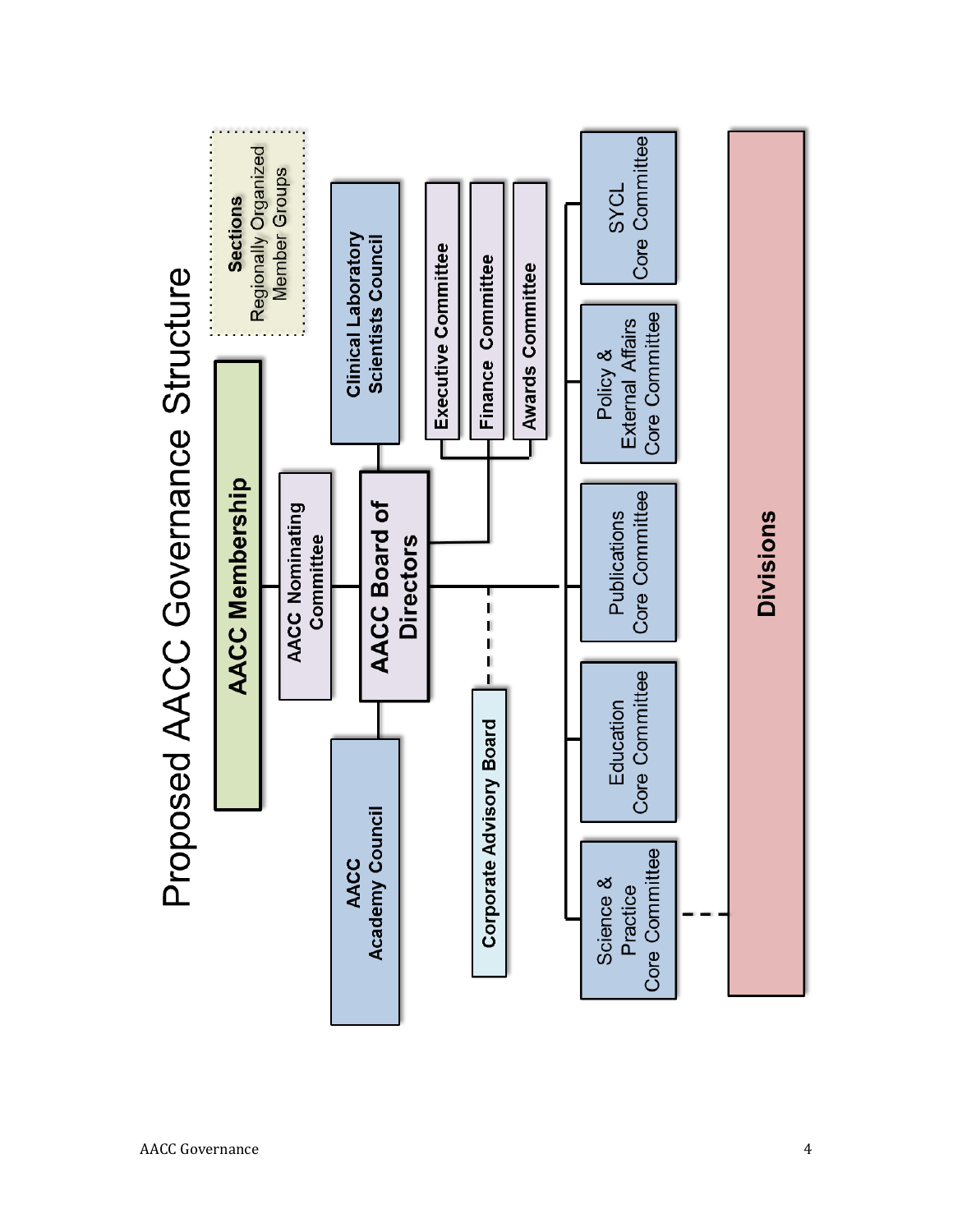# Proposed AACC Governance Structure

**AACC Membership**

**Sections**
Regionally Organized Member Groups

**AACC Nominating Committee**

**AACC Board of Directors**

**AACC Academy Council**

**Clinical Laboratory Scientists Council**

**Executive Committee**

**Finance Committee**

**Awards Committee**

**Corporate Advisory Board**

- Science & Practice Core Committee
- Education Core Committee
- Publications Core Committee
- Policy & External Affairs Core Committee
- SYCL Core Committee

**Divisions**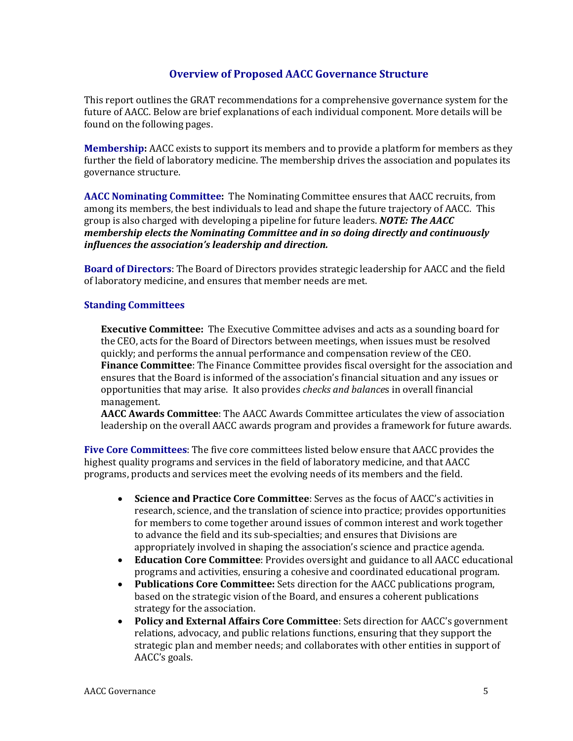## Overview of Proposed AACC Governance Structure

This report outlines the GRAT recommendations for a comprehensive governance system for the future of AACC. Below are brief explanations of each individual component. More details will be found on the following pages.

**Membership:** AACC exists to support its members and to provide a platform for members as they further the field of laboratory medicine. The membership drives the association and populates its governance structure.

**AACC Nominating Committee:** The Nominating Committee ensures that AACC recruits, from among its members, the best individuals to lead and shape the future trajectory of AACC. This group is also charged with developing a pipeline for future leaders. ***NOTE: The AACC membership elects the Nominating Committee and in so doing directly and continuously influences the association's leadership and direction.***

**Board of Directors**: The Board of Directors provides strategic leadership for AACC and the field of laboratory medicine, and ensures that member needs are met.

**Standing Committees**

**Executive Committee:** The Executive Committee advises and acts as a sounding board for the CEO, acts for the Board of Directors between meetings, when issues must be resolved quickly; and performs the annual performance and compensation review of the CEO.
**Finance Committee**: The Finance Committee provides fiscal oversight for the association and ensures that the Board is informed of the association's financial situation and any issues or opportunities that may arise. It also provides *checks and balance*s in overall financial management.
**AACC Awards Committee**: The AACC Awards Committee articulates the view of association leadership on the overall AACC awards program and provides a framework for future awards.

**Five Core Committees**: The five core committees listed below ensure that AACC provides the highest quality programs and services in the field of laboratory medicine, and that AACC programs, products and services meet the evolving needs of its members and the field.

- **Science and Practice Core Committee**: Serves as the focus of AACC's activities in research, science, and the translation of science into practice; provides opportunities for members to come together around issues of common interest and work together to advance the field and its sub-specialties; and ensures that Divisions are appropriately involved in shaping the association's science and practice agenda.
- **Education Core Committee**: Provides oversight and guidance to all AACC educational programs and activities, ensuring a cohesive and coordinated educational program.
- **Publications Core Committee:** Sets direction for the AACC publications program, based on the strategic vision of the Board, and ensures a coherent publications strategy for the association.
- **Policy and External Affairs Core Committee**: Sets direction for AACC's government relations, advocacy, and public relations functions, ensuring that they support the strategic plan and member needs; and collaborates with other entities in support of AACC's goals.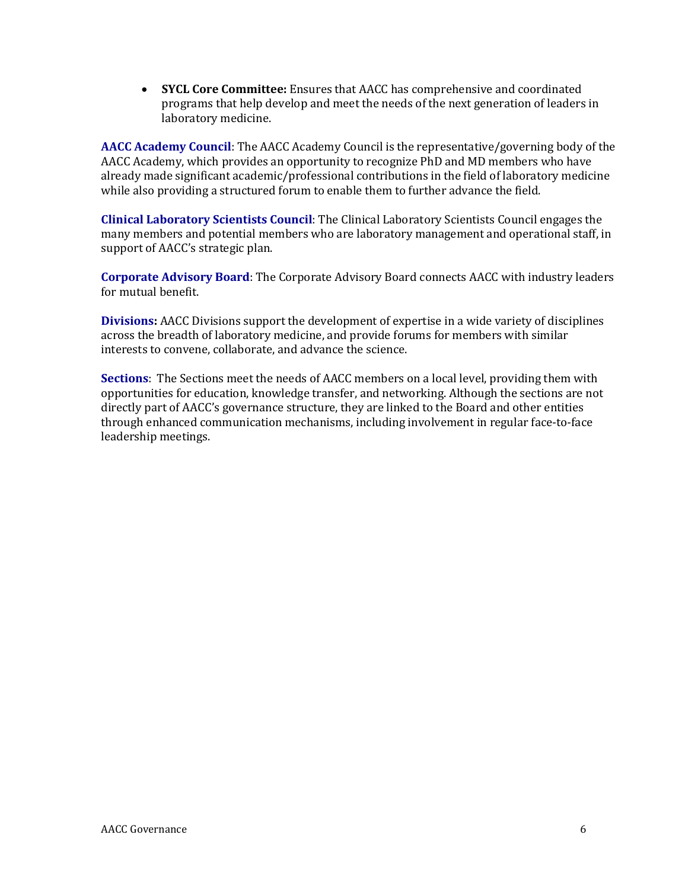- **SYCL Core Committee:** Ensures that AACC has comprehensive and coordinated programs that help develop and meet the needs of the next generation of leaders in laboratory medicine.

**AACC Academy Council**: The AACC Academy Council is the representative/governing body of the AACC Academy, which provides an opportunity to recognize PhD and MD members who have already made significant academic/professional contributions in the field of laboratory medicine while also providing a structured forum to enable them to further advance the field.

**Clinical Laboratory Scientists Council**: The Clinical Laboratory Scientists Council engages the many members and potential members who are laboratory management and operational staff, in support of AACC's strategic plan.

**Corporate Advisory Board**: The Corporate Advisory Board connects AACC with industry leaders for mutual benefit.

**Divisions:** AACC Divisions support the development of expertise in a wide variety of disciplines across the breadth of laboratory medicine, and provide forums for members with similar interests to convene, collaborate, and advance the science.

**Sections**: The Sections meet the needs of AACC members on a local level, providing them with opportunities for education, knowledge transfer, and networking. Although the sections are not directly part of AACC's governance structure, they are linked to the Board and other entities through enhanced communication mechanisms, including involvement in regular face-to-face leadership meetings.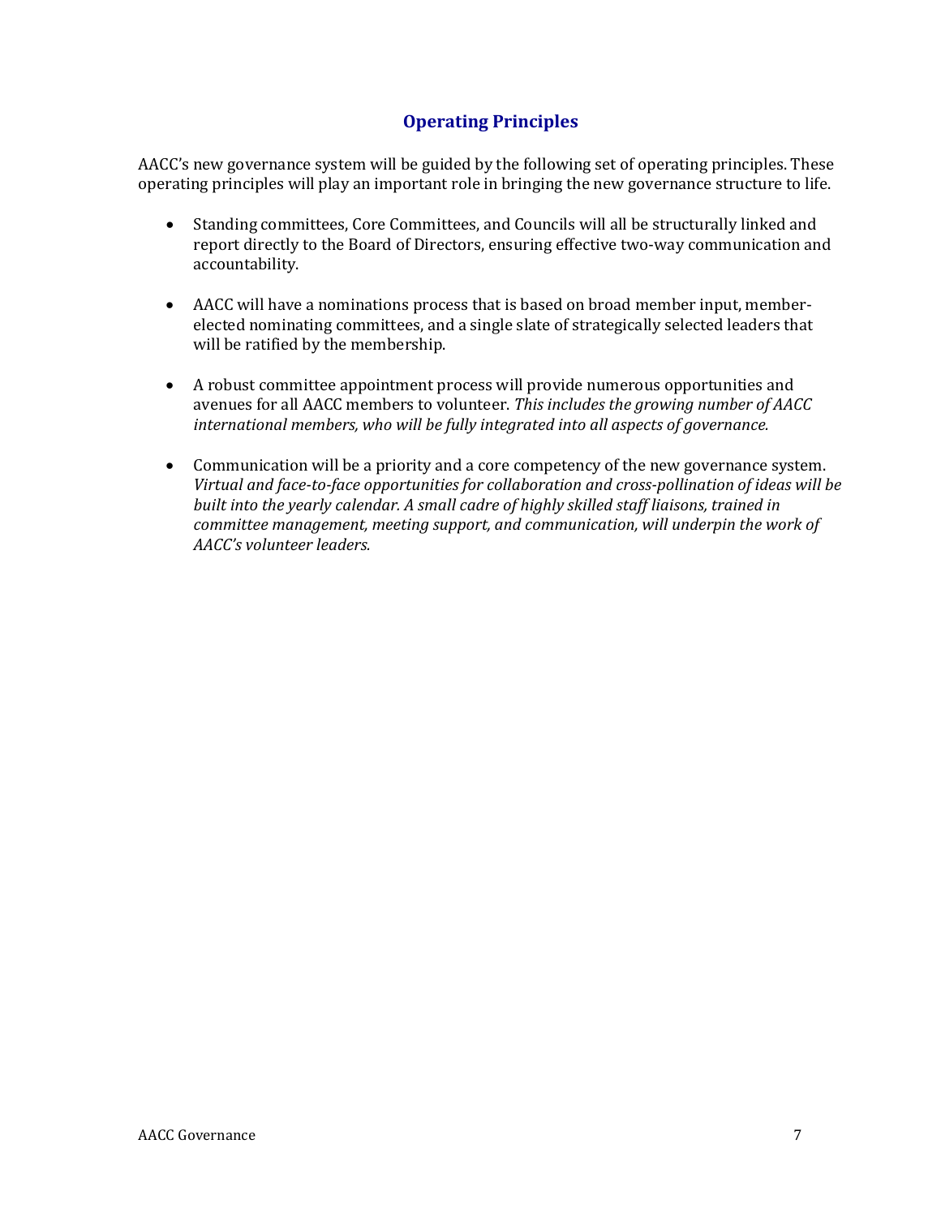## Operating Principles

AACC's new governance system will be guided by the following set of operating principles. These operating principles will play an important role in bringing the new governance structure to life.

- Standing committees, Core Committees, and Councils will all be structurally linked and report directly to the Board of Directors, ensuring effective two-way communication and accountability.

- AACC will have a nominations process that is based on broad member input, member-elected nominating committees, and a single slate of strategically selected leaders that will be ratified by the membership.

- A robust committee appointment process will provide numerous opportunities and avenues for all AACC members to volunteer. *This includes the growing number of AACC international members, who will be fully integrated into all aspects of governance.*

- Communication will be a priority and a core competency of the new governance system. *Virtual and face-to-face opportunities for collaboration and cross-pollination of ideas will be built into the yearly calendar. A small cadre of highly skilled staff liaisons, trained in committee management, meeting support, and communication, will underpin the work of AACC's volunteer leaders.*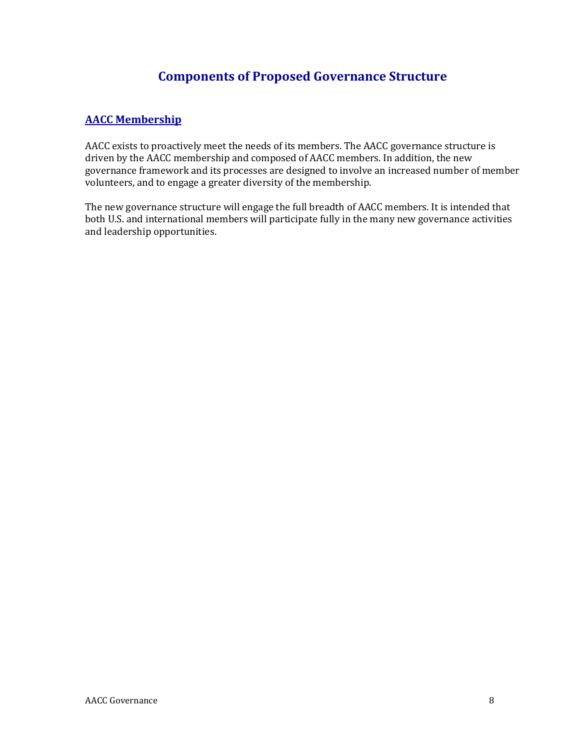# Components of Proposed Governance Structure

## AACC Membership

AACC exists to proactively meet the needs of its members. The AACC governance structure is driven by the AACC membership and composed of AACC members. In addition, the new governance framework and its processes are designed to involve an increased number of member volunteers, and to engage a greater diversity of the membership.

The new governance structure will engage the full breadth of AACC members. It is intended that both U.S. and international members will participate fully in the many new governance activities and leadership opportunities.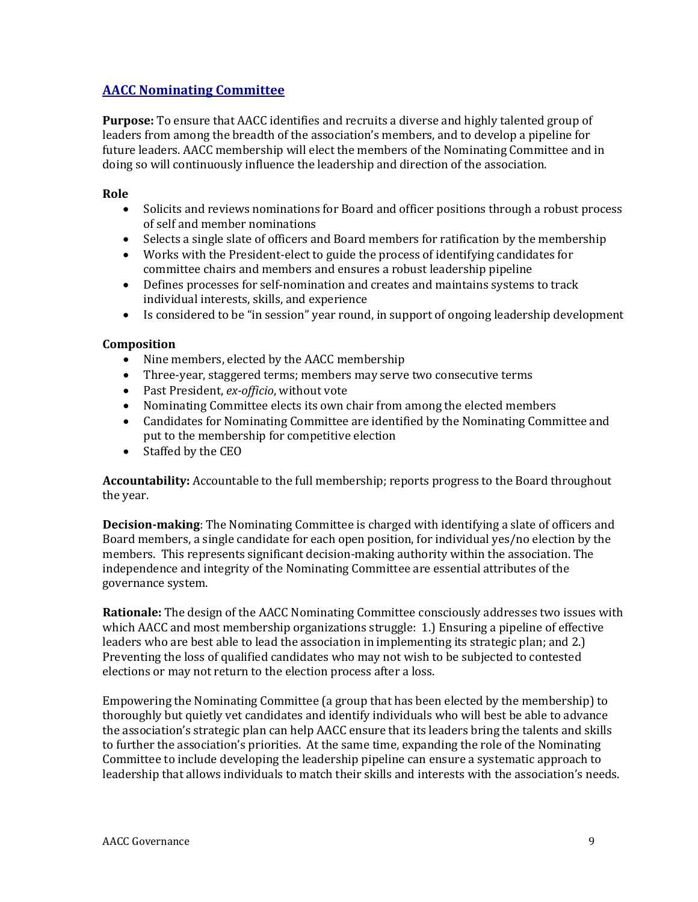## AACC Nominating Committee

**Purpose:** To ensure that AACC identifies and recruits a diverse and highly talented group of leaders from among the breadth of the association's members, and to develop a pipeline for future leaders. AACC membership will elect the members of the Nominating Committee and in doing so will continuously influence the leadership and direction of the association.

### Role

- Solicits and reviews nominations for Board and officer positions through a robust process of self and member nominations
- Selects a single slate of officers and Board members for ratification by the membership
- Works with the President-elect to guide the process of identifying candidates for committee chairs and members and ensures a robust leadership pipeline
- Defines processes for self-nomination and creates and maintains systems to track individual interests, skills, and experience
- Is considered to be "in session" year round, in support of ongoing leadership development

### Composition

- Nine members, elected by the AACC membership
- Three-year, staggered terms; members may serve two consecutive terms
- Past President, *ex-officio*, without vote
- Nominating Committee elects its own chair from among the elected members
- Candidates for Nominating Committee are identified by the Nominating Committee and put to the membership for competitive election
- Staffed by the CEO

**Accountability:** Accountable to the full membership; reports progress to the Board throughout the year.

**Decision-making**: The Nominating Committee is charged with identifying a slate of officers and Board members, a single candidate for each open position, for individual yes/no election by the members. This represents significant decision-making authority within the association. The independence and integrity of the Nominating Committee are essential attributes of the governance system.

**Rationale:** The design of the AACC Nominating Committee consciously addresses two issues with which AACC and most membership organizations struggle: 1.) Ensuring a pipeline of effective leaders who are best able to lead the association in implementing its strategic plan; and 2.) Preventing the loss of qualified candidates who may not wish to be subjected to contested elections or may not return to the election process after a loss.

Empowering the Nominating Committee (a group that has been elected by the membership) to thoroughly but quietly vet candidates and identify individuals who will best be able to advance the association's strategic plan can help AACC ensure that its leaders bring the talents and skills to further the association's priorities. At the same time, expanding the role of the Nominating Committee to include developing the leadership pipeline can ensure a systematic approach to leadership that allows individuals to match their skills and interests with the association's needs.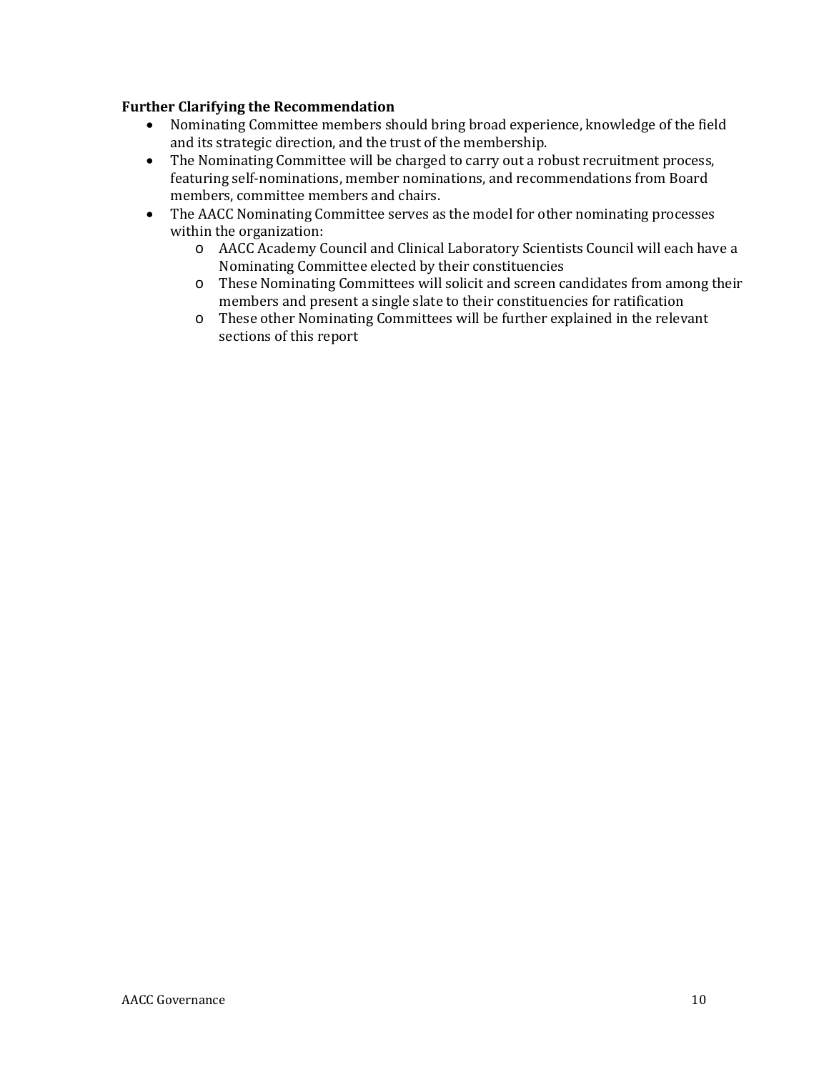**Further Clarifying the Recommendation**

- Nominating Committee members should bring broad experience, knowledge of the field and its strategic direction, and the trust of the membership.
- The Nominating Committee will be charged to carry out a robust recruitment process, featuring self-nominations, member nominations, and recommendations from Board members, committee members and chairs.
- The AACC Nominating Committee serves as the model for other nominating processes within the organization:
    - AACC Academy Council and Clinical Laboratory Scientists Council will each have a Nominating Committee elected by their constituencies
    - These Nominating Committees will solicit and screen candidates from among their members and present a single slate to their constituencies for ratification
    - These other Nominating Committees will be further explained in the relevant sections of this report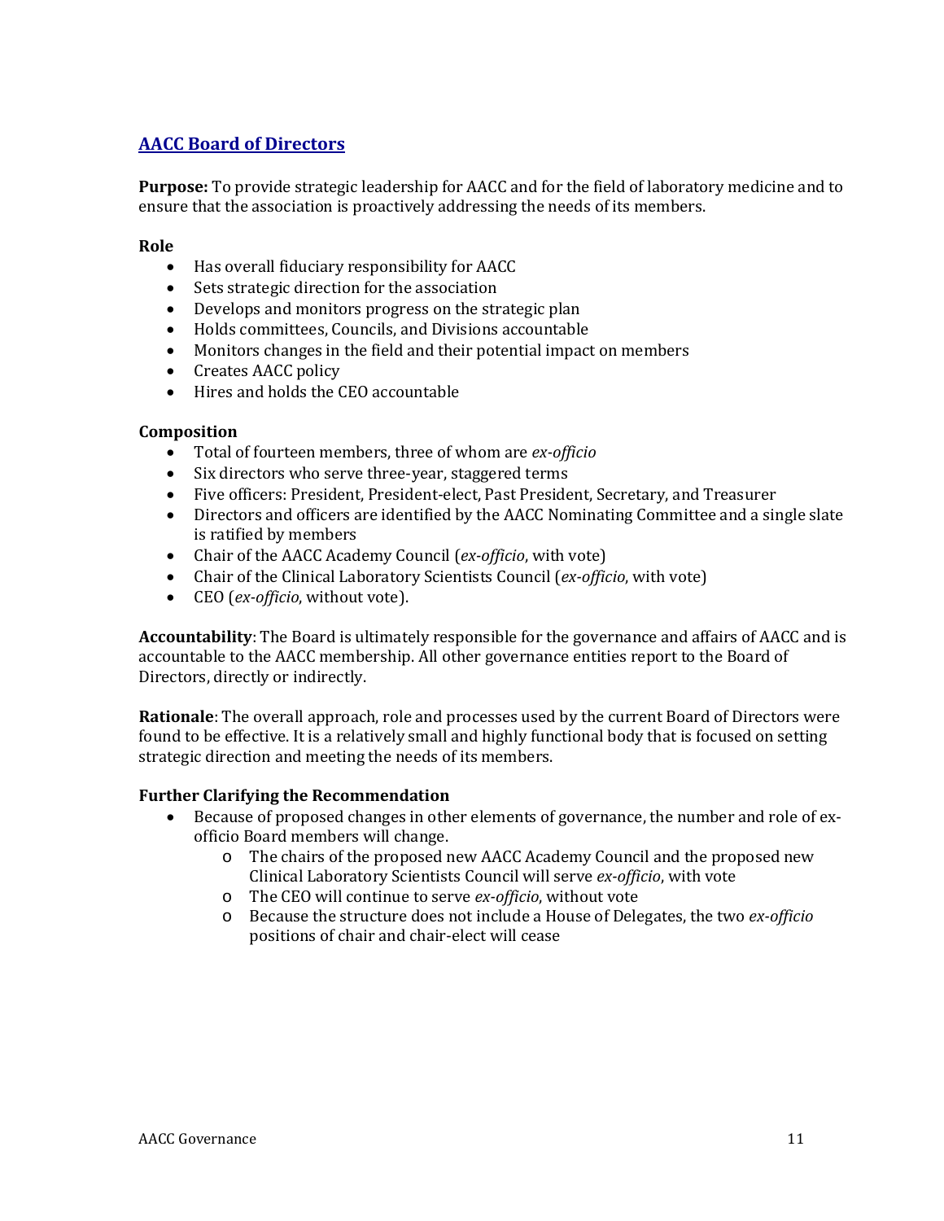## AACC Board of Directors

**Purpose:** To provide strategic leadership for AACC and for the field of laboratory medicine and to ensure that the association is proactively addressing the needs of its members.

**Role**

- Has overall fiduciary responsibility for AACC
- Sets strategic direction for the association
- Develops and monitors progress on the strategic plan
- Holds committees, Councils, and Divisions accountable
- Monitors changes in the field and their potential impact on members
- Creates AACC policy
- Hires and holds the CEO accountable

**Composition**

- Total of fourteen members, three of whom are *ex-officio*
- Six directors who serve three-year, staggered terms
- Five officers: President, President-elect, Past President, Secretary, and Treasurer
- Directors and officers are identified by the AACC Nominating Committee and a single slate is ratified by members
- Chair of the AACC Academy Council (*ex-officio*, with vote)
- Chair of the Clinical Laboratory Scientists Council (*ex-officio*, with vote)
- CEO (*ex-officio*, without vote).

**Accountability**: The Board is ultimately responsible for the governance and affairs of AACC and is accountable to the AACC membership. All other governance entities report to the Board of Directors, directly or indirectly.

**Rationale**: The overall approach, role and processes used by the current Board of Directors were found to be effective. It is a relatively small and highly functional body that is focused on setting strategic direction and meeting the needs of its members.

**Further Clarifying the Recommendation**

- Because of proposed changes in other elements of governance, the number and role of ex-officio Board members will change.
  - The chairs of the proposed new AACC Academy Council and the proposed new Clinical Laboratory Scientists Council will serve *ex-officio*, with vote
  - The CEO will continue to serve *ex-officio*, without vote
  - Because the structure does not include a House of Delegates, the two *ex-officio* positions of chair and chair-elect will cease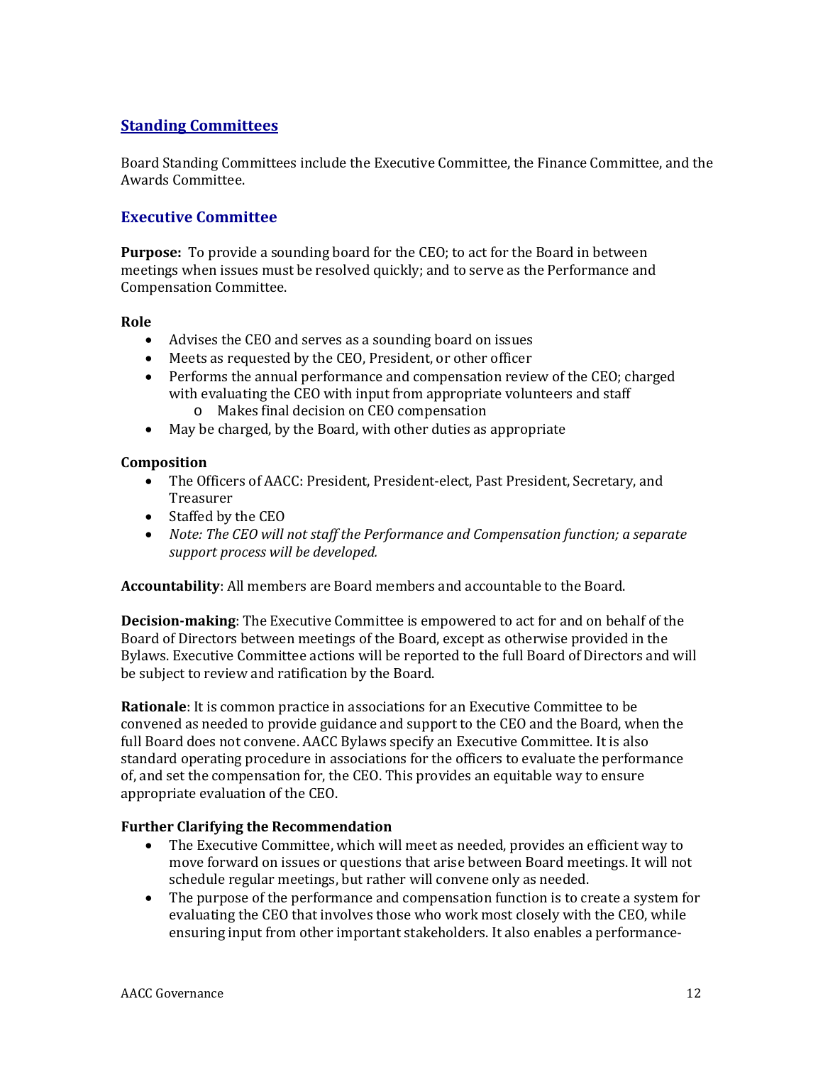## Standing Committees

Board Standing Committees include the Executive Committee, the Finance Committee, and the Awards Committee.

### Executive Committee

**Purpose:** To provide a sounding board for the CEO; to act for the Board in between meetings when issues must be resolved quickly; and to serve as the Performance and Compensation Committee.

**Role**

- Advises the CEO and serves as a sounding board on issues
- Meets as requested by the CEO, President, or other officer
- Performs the annual performance and compensation review of the CEO; charged with evaluating the CEO with input from appropriate volunteers and staff
  - Makes final decision on CEO compensation
- May be charged, by the Board, with other duties as appropriate

**Composition**

- The Officers of AACC: President, President-elect, Past President, Secretary, and Treasurer
- Staffed by the CEO
- *Note: The CEO will not staff the Performance and Compensation function; a separate support process will be developed.*

**Accountability**: All members are Board members and accountable to the Board.

**Decision-making**: The Executive Committee is empowered to act for and on behalf of the Board of Directors between meetings of the Board, except as otherwise provided in the Bylaws. Executive Committee actions will be reported to the full Board of Directors and will be subject to review and ratification by the Board.

**Rationale**: It is common practice in associations for an Executive Committee to be convened as needed to provide guidance and support to the CEO and the Board, when the full Board does not convene. AACC Bylaws specify an Executive Committee. It is also standard operating procedure in associations for the officers to evaluate the performance of, and set the compensation for, the CEO. This provides an equitable way to ensure appropriate evaluation of the CEO.

**Further Clarifying the Recommendation**

- The Executive Committee, which will meet as needed, provides an efficient way to move forward on issues or questions that arise between Board meetings. It will not schedule regular meetings, but rather will convene only as needed.
- The purpose of the performance and compensation function is to create a system for evaluating the CEO that involves those who work most closely with the CEO, while ensuring input from other important stakeholders. It also enables a performance-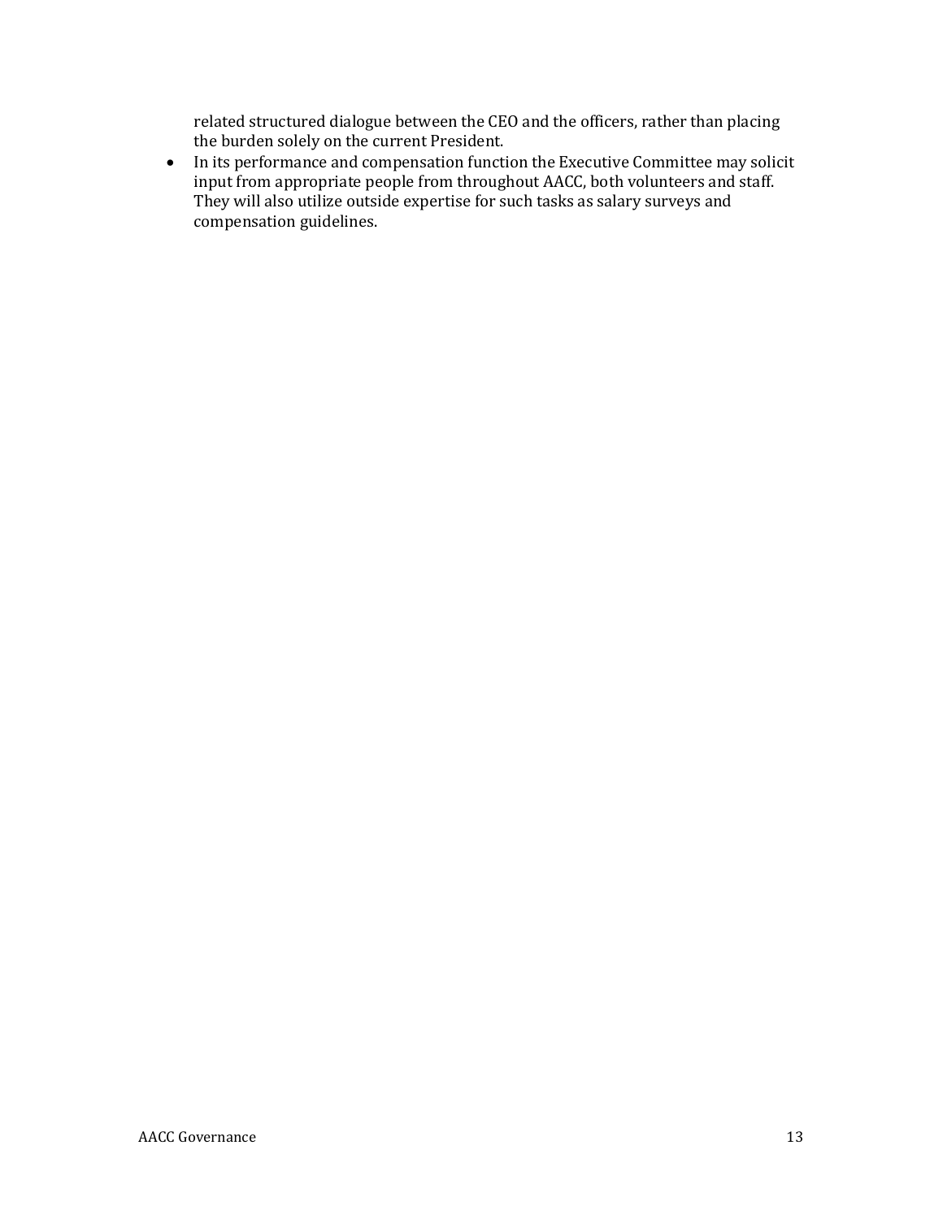related structured dialogue between the CEO and the officers, rather than placing the burden solely on the current President.

- In its performance and compensation function the Executive Committee may solicit input from appropriate people from throughout AACC, both volunteers and staff. They will also utilize outside expertise for such tasks as salary surveys and compensation guidelines.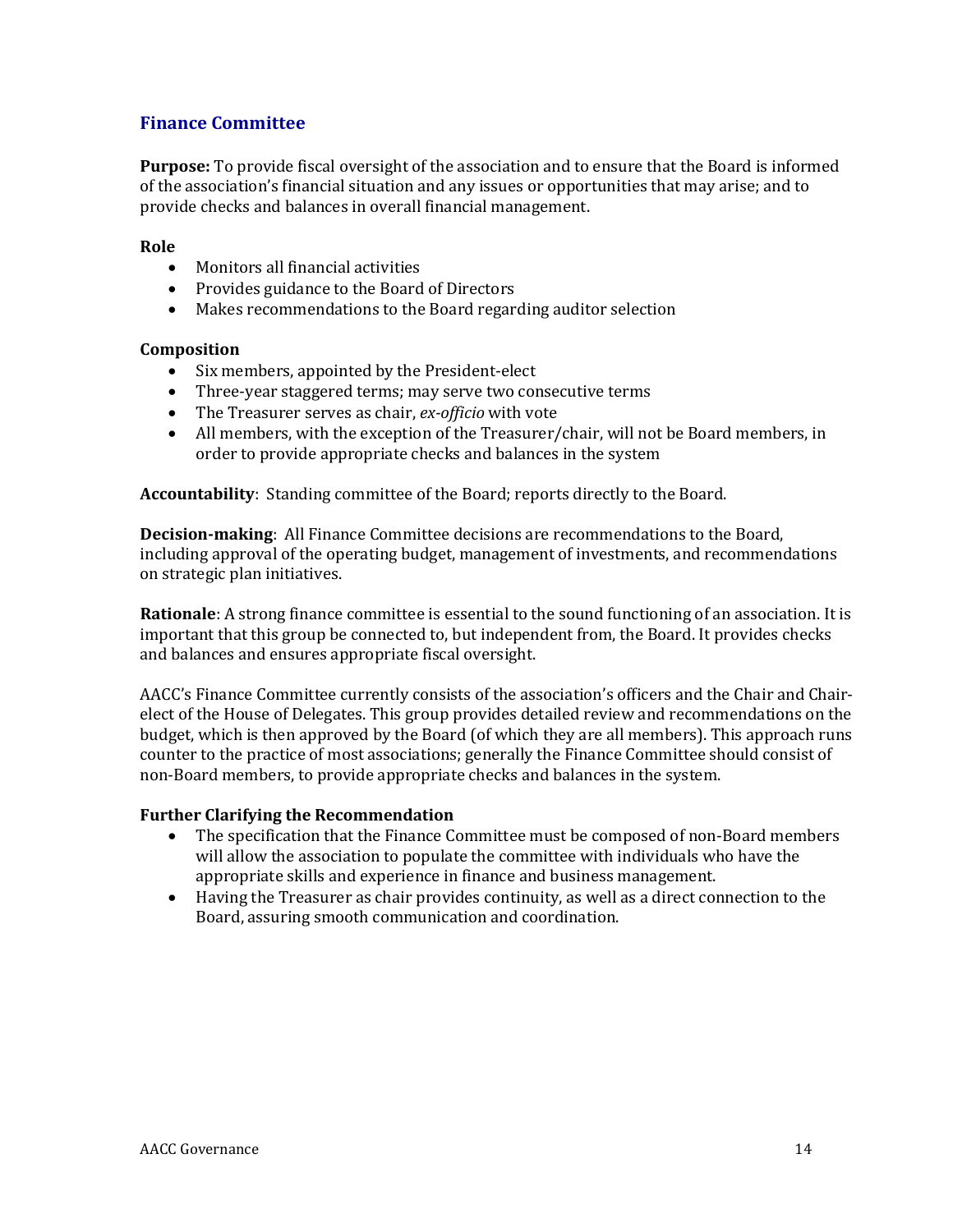## Finance Committee

**Purpose:** To provide fiscal oversight of the association and to ensure that the Board is informed of the association's financial situation and any issues or opportunities that may arise; and to provide checks and balances in overall financial management.

**Role**

- Monitors all financial activities
- Provides guidance to the Board of Directors
- Makes recommendations to the Board regarding auditor selection

**Composition**

- Six members, appointed by the President-elect
- Three-year staggered terms; may serve two consecutive terms
- The Treasurer serves as chair, *ex-officio* with vote
- All members, with the exception of the Treasurer/chair, will not be Board members, in order to provide appropriate checks and balances in the system

**Accountability**: Standing committee of the Board; reports directly to the Board.

**Decision-making**: All Finance Committee decisions are recommendations to the Board, including approval of the operating budget, management of investments, and recommendations on strategic plan initiatives.

**Rationale**: A strong finance committee is essential to the sound functioning of an association. It is important that this group be connected to, but independent from, the Board. It provides checks and balances and ensures appropriate fiscal oversight.

AACC's Finance Committee currently consists of the association's officers and the Chair and Chair-elect of the House of Delegates. This group provides detailed review and recommendations on the budget, which is then approved by the Board (of which they are all members). This approach runs counter to the practice of most associations; generally the Finance Committee should consist of non-Board members, to provide appropriate checks and balances in the system.

**Further Clarifying the Recommendation**

- The specification that the Finance Committee must be composed of non-Board members will allow the association to populate the committee with individuals who have the appropriate skills and experience in finance and business management.
- Having the Treasurer as chair provides continuity, as well as a direct connection to the Board, assuring smooth communication and coordination.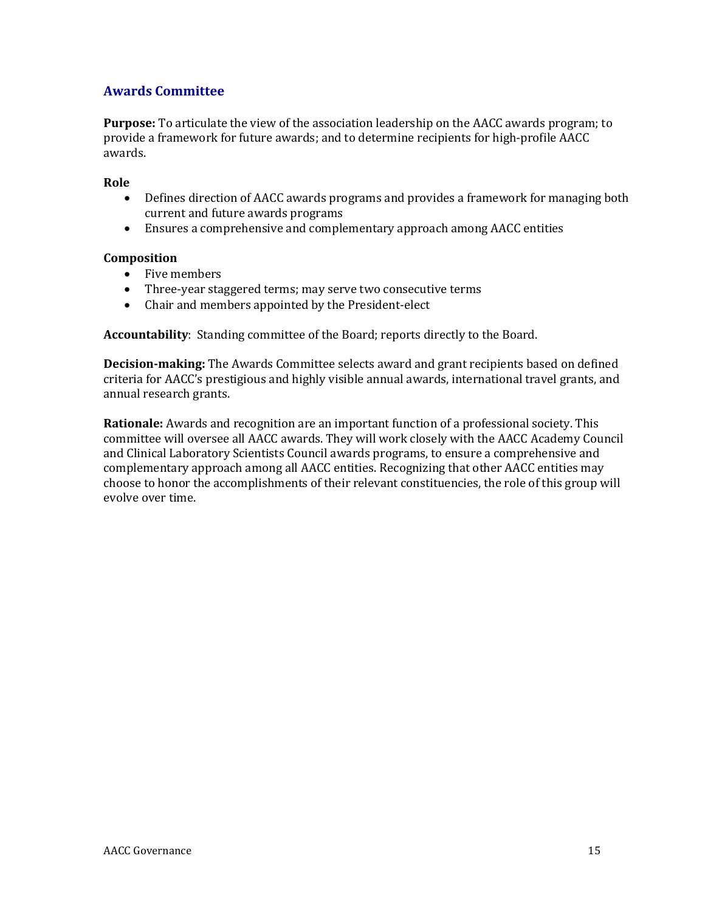## Awards Committee

**Purpose:** To articulate the view of the association leadership on the AACC awards program; to provide a framework for future awards; and to determine recipients for high-profile AACC awards.

**Role**

- Defines direction of AACC awards programs and provides a framework for managing both current and future awards programs
- Ensures a comprehensive and complementary approach among AACC entities

**Composition**

- Five members
- Three-year staggered terms; may serve two consecutive terms
- Chair and members appointed by the President-elect

**Accountability**: Standing committee of the Board; reports directly to the Board.

**Decision-making:** The Awards Committee selects award and grant recipients based on defined criteria for AACC's prestigious and highly visible annual awards, international travel grants, and annual research grants.

**Rationale:** Awards and recognition are an important function of a professional society. This committee will oversee all AACC awards. They will work closely with the AACC Academy Council and Clinical Laboratory Scientists Council awards programs, to ensure a comprehensive and complementary approach among all AACC entities. Recognizing that other AACC entities may choose to honor the accomplishments of their relevant constituencies, the role of this group will evolve over time.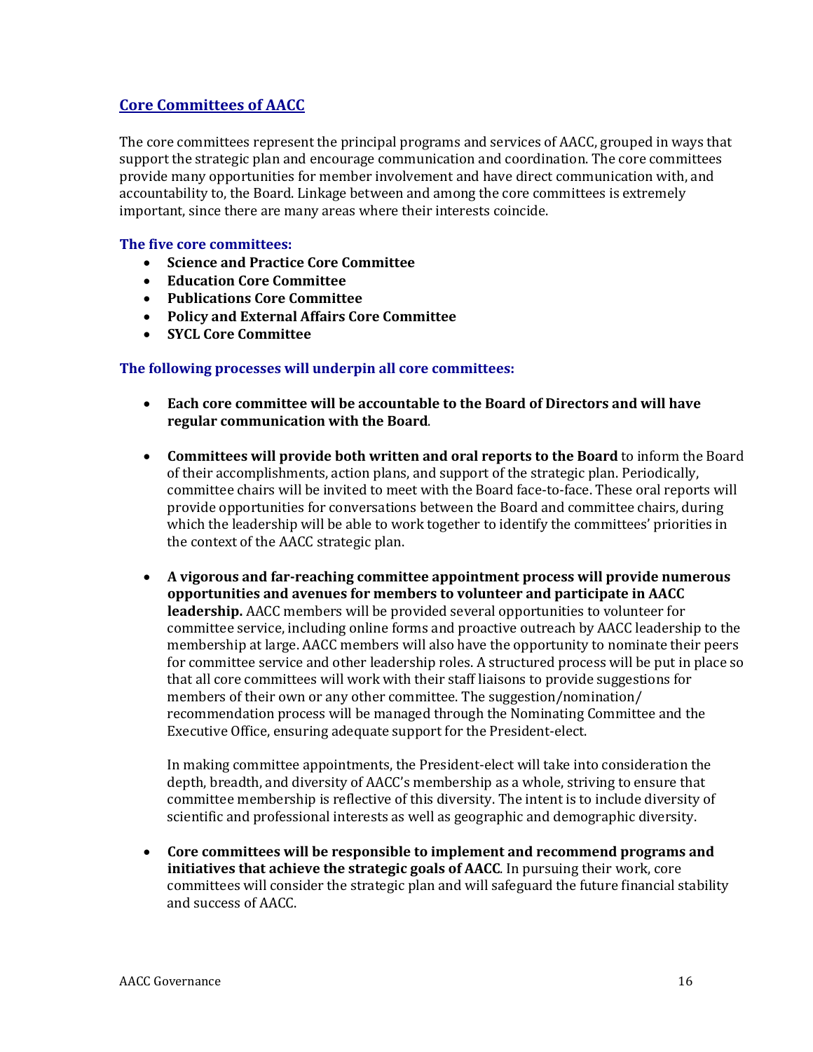## Core Committees of AACC

The core committees represent the principal programs and services of AACC, grouped in ways that support the strategic plan and encourage communication and coordination. The core committees provide many opportunities for member involvement and have direct communication with, and accountability to, the Board. Linkage between and among the core committees is extremely important, since there are many areas where their interests coincide.

### The five core committees:

- **Science and Practice Core Committee**
- **Education Core Committee**
- **Publications Core Committee**
- **Policy and External Affairs Core Committee**
- **SYCL Core Committee**

### The following processes will underpin all core committees:

- **Each core committee will be accountable to the Board of Directors and will have regular communication with the Board**.

- **Committees will provide both written and oral reports to the Board** to inform the Board of their accomplishments, action plans, and support of the strategic plan. Periodically, committee chairs will be invited to meet with the Board face-to-face. These oral reports will provide opportunities for conversations between the Board and committee chairs, during which the leadership will be able to work together to identify the committees' priorities in the context of the AACC strategic plan.

- **A vigorous and far-reaching committee appointment process will provide numerous opportunities and avenues for members to volunteer and participate in AACC leadership.** AACC members will be provided several opportunities to volunteer for committee service, including online forms and proactive outreach by AACC leadership to the membership at large. AACC members will also have the opportunity to nominate their peers for committee service and other leadership roles. A structured process will be put in place so that all core committees will work with their staff liaisons to provide suggestions for members of their own or any other committee. The suggestion/nomination/recommendation process will be managed through the Nominating Committee and the Executive Office, ensuring adequate support for the President-elect.

  In making committee appointments, the President-elect will take into consideration the depth, breadth, and diversity of AACC's membership as a whole, striving to ensure that committee membership is reflective of this diversity. The intent is to include diversity of scientific and professional interests as well as geographic and demographic diversity.

- **Core committees will be responsible to implement and recommend programs and initiatives that achieve the strategic goals of AACC**. In pursuing their work, core committees will consider the strategic plan and will safeguard the future financial stability and success of AACC.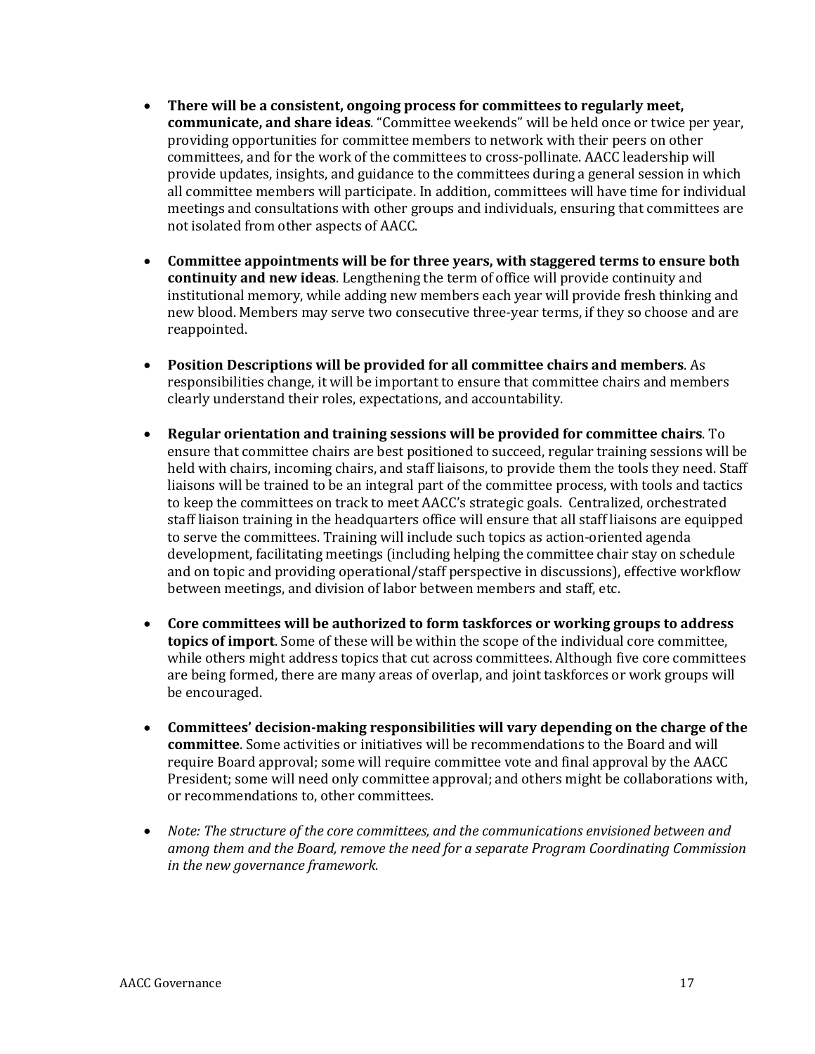- **There will be a consistent, ongoing process for committees to regularly meet, communicate, and share ideas**. "Committee weekends" will be held once or twice per year, providing opportunities for committee members to network with their peers on other committees, and for the work of the committees to cross-pollinate. AACC leadership will provide updates, insights, and guidance to the committees during a general session in which all committee members will participate. In addition, committees will have time for individual meetings and consultations with other groups and individuals, ensuring that committees are not isolated from other aspects of AACC.

- **Committee appointments will be for three years, with staggered terms to ensure both continuity and new ideas**. Lengthening the term of office will provide continuity and institutional memory, while adding new members each year will provide fresh thinking and new blood. Members may serve two consecutive three-year terms, if they so choose and are reappointed.

- **Position Descriptions will be provided for all committee chairs and members**. As responsibilities change, it will be important to ensure that committee chairs and members clearly understand their roles, expectations, and accountability.

- **Regular orientation and training sessions will be provided for committee chairs**. To ensure that committee chairs are best positioned to succeed, regular training sessions will be held with chairs, incoming chairs, and staff liaisons, to provide them the tools they need. Staff liaisons will be trained to be an integral part of the committee process, with tools and tactics to keep the committees on track to meet AACC's strategic goals. Centralized, orchestrated staff liaison training in the headquarters office will ensure that all staff liaisons are equipped to serve the committees. Training will include such topics as action-oriented agenda development, facilitating meetings (including helping the committee chair stay on schedule and on topic and providing operational/staff perspective in discussions), effective workflow between meetings, and division of labor between members and staff, etc.

- **Core committees will be authorized to form taskforces or working groups to address topics of import**. Some of these will be within the scope of the individual core committee, while others might address topics that cut across committees. Although five core committees are being formed, there are many areas of overlap, and joint taskforces or work groups will be encouraged.

- **Committees' decision-making responsibilities will vary depending on the charge of the committee**. Some activities or initiatives will be recommendations to the Board and will require Board approval; some will require committee vote and final approval by the AACC President; some will need only committee approval; and others might be collaborations with, or recommendations to, other committees.

- *Note: The structure of the core committees, and the communications envisioned between and among them and the Board, remove the need for a separate Program Coordinating Commission in the new governance framework.*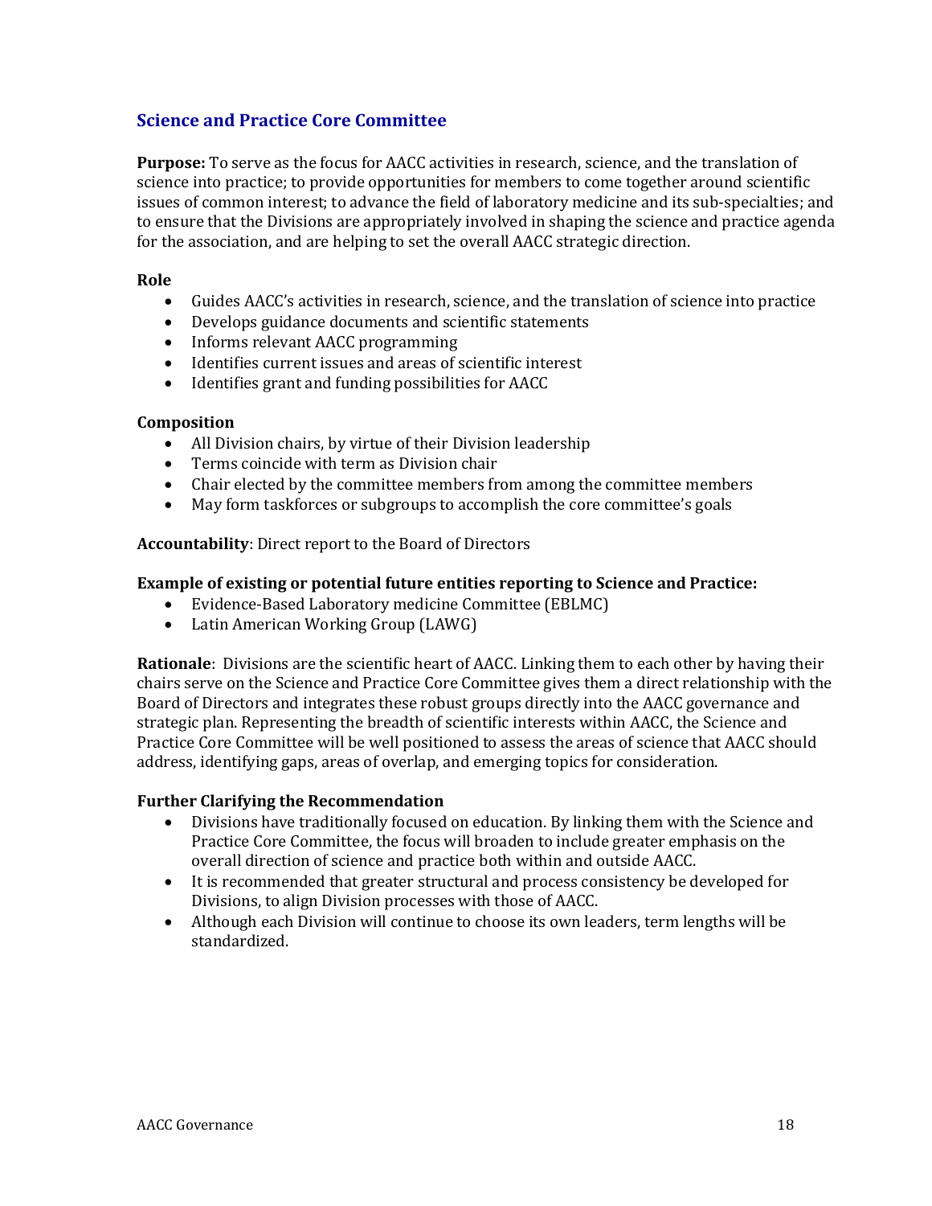## Science and Practice Core Committee

**Purpose:** To serve as the focus for AACC activities in research, science, and the translation of science into practice; to provide opportunities for members to come together around scientific issues of common interest; to advance the field of laboratory medicine and its sub-specialties; and to ensure that the Divisions are appropriately involved in shaping the science and practice agenda for the association, and are helping to set the overall AACC strategic direction.

**Role**

- Guides AACC's activities in research, science, and the translation of science into practice
- Develops guidance documents and scientific statements
- Informs relevant AACC programming
- Identifies current issues and areas of scientific interest
- Identifies grant and funding possibilities for AACC

**Composition**

- All Division chairs, by virtue of their Division leadership
- Terms coincide with term as Division chair
- Chair elected by the committee members from among the committee members
- May form taskforces or subgroups to accomplish the core committee's goals

**Accountability**: Direct report to the Board of Directors

**Example of existing or potential future entities reporting to Science and Practice:**

- Evidence-Based Laboratory medicine Committee (EBLMC)
- Latin American Working Group (LAWG)

**Rationale**: Divisions are the scientific heart of AACC. Linking them to each other by having their chairs serve on the Science and Practice Core Committee gives them a direct relationship with the Board of Directors and integrates these robust groups directly into the AACC governance and strategic plan. Representing the breadth of scientific interests within AACC, the Science and Practice Core Committee will be well positioned to assess the areas of science that AACC should address, identifying gaps, areas of overlap, and emerging topics for consideration.

**Further Clarifying the Recommendation**

- Divisions have traditionally focused on education. By linking them with the Science and Practice Core Committee, the focus will broaden to include greater emphasis on the overall direction of science and practice both within and outside AACC.
- It is recommended that greater structural and process consistency be developed for Divisions, to align Division processes with those of AACC.
- Although each Division will continue to choose its own leaders, term lengths will be standardized.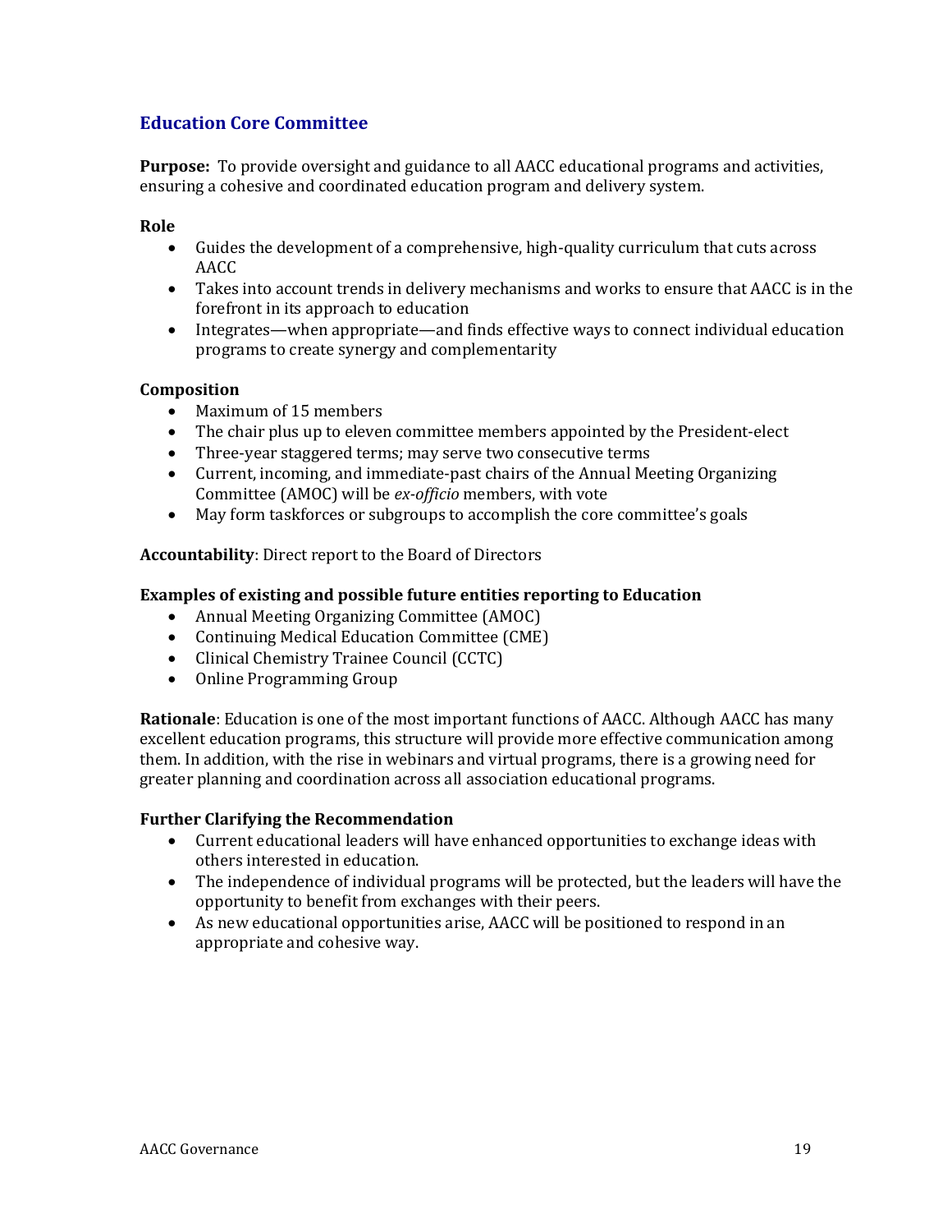## Education Core Committee

**Purpose:** To provide oversight and guidance to all AACC educational programs and activities, ensuring a cohesive and coordinated education program and delivery system.

**Role**

- Guides the development of a comprehensive, high-quality curriculum that cuts across AACC
- Takes into account trends in delivery mechanisms and works to ensure that AACC is in the forefront in its approach to education
- Integrates—when appropriate—and finds effective ways to connect individual education programs to create synergy and complementarity

**Composition**

- Maximum of 15 members
- The chair plus up to eleven committee members appointed by the President-elect
- Three-year staggered terms; may serve two consecutive terms
- Current, incoming, and immediate-past chairs of the Annual Meeting Organizing Committee (AMOC) will be *ex-officio* members, with vote
- May form taskforces or subgroups to accomplish the core committee's goals

**Accountability**: Direct report to the Board of Directors

**Examples of existing and possible future entities reporting to Education**

- Annual Meeting Organizing Committee (AMOC)
- Continuing Medical Education Committee (CME)
- Clinical Chemistry Trainee Council (CCTC)
- Online Programming Group

**Rationale**: Education is one of the most important functions of AACC. Although AACC has many excellent education programs, this structure will provide more effective communication among them. In addition, with the rise in webinars and virtual programs, there is a growing need for greater planning and coordination across all association educational programs.

**Further Clarifying the Recommendation**

- Current educational leaders will have enhanced opportunities to exchange ideas with others interested in education.
- The independence of individual programs will be protected, but the leaders will have the opportunity to benefit from exchanges with their peers.
- As new educational opportunities arise, AACC will be positioned to respond in an appropriate and cohesive way.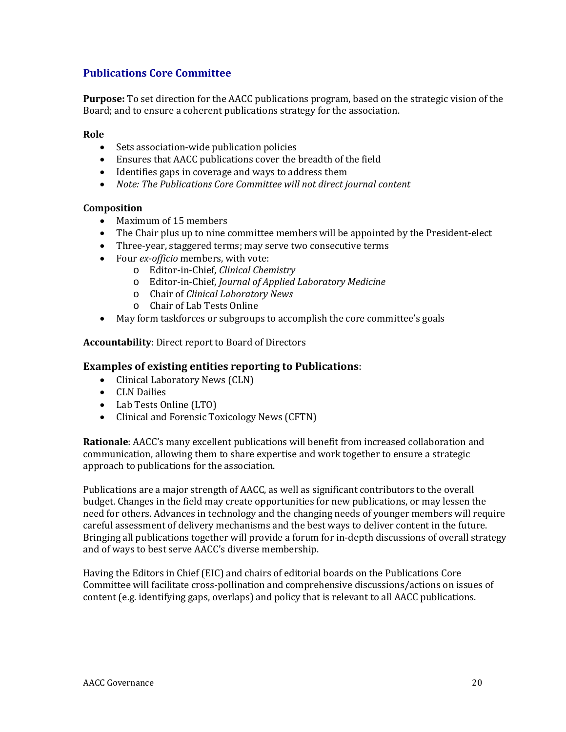## Publications Core Committee

**Purpose:** To set direction for the AACC publications program, based on the strategic vision of the Board; and to ensure a coherent publications strategy for the association.

**Role**

- Sets association-wide publication policies
- Ensures that AACC publications cover the breadth of the field
- Identifies gaps in coverage and ways to address them
- *Note: The Publications Core Committee will not direct journal content*

**Composition**

- Maximum of 15 members
- The Chair plus up to nine committee members will be appointed by the President-elect
- Three-year, staggered terms; may serve two consecutive terms
- Four *ex-officio* members, with vote:
  - Editor-in-Chief, *Clinical Chemistry*
  - Editor-in-Chief, *Journal of Applied Laboratory Medicine*
  - Chair of *Clinical Laboratory News*
  - Chair of Lab Tests Online
- May form taskforces or subgroups to accomplish the core committee's goals

**Accountability**: Direct report to Board of Directors

### Examples of existing entities reporting to Publications:

- Clinical Laboratory News (CLN)
- CLN Dailies
- Lab Tests Online (LTO)
- Clinical and Forensic Toxicology News (CFTN)

**Rationale**: AACC's many excellent publications will benefit from increased collaboration and communication, allowing them to share expertise and work together to ensure a strategic approach to publications for the association.

Publications are a major strength of AACC, as well as significant contributors to the overall budget. Changes in the field may create opportunities for new publications, or may lessen the need for others. Advances in technology and the changing needs of younger members will require careful assessment of delivery mechanisms and the best ways to deliver content in the future. Bringing all publications together will provide a forum for in-depth discussions of overall strategy and of ways to best serve AACC's diverse membership.

Having the Editors in Chief (EIC) and chairs of editorial boards on the Publications Core Committee will facilitate cross-pollination and comprehensive discussions/actions on issues of content (e.g. identifying gaps, overlaps) and policy that is relevant to all AACC publications.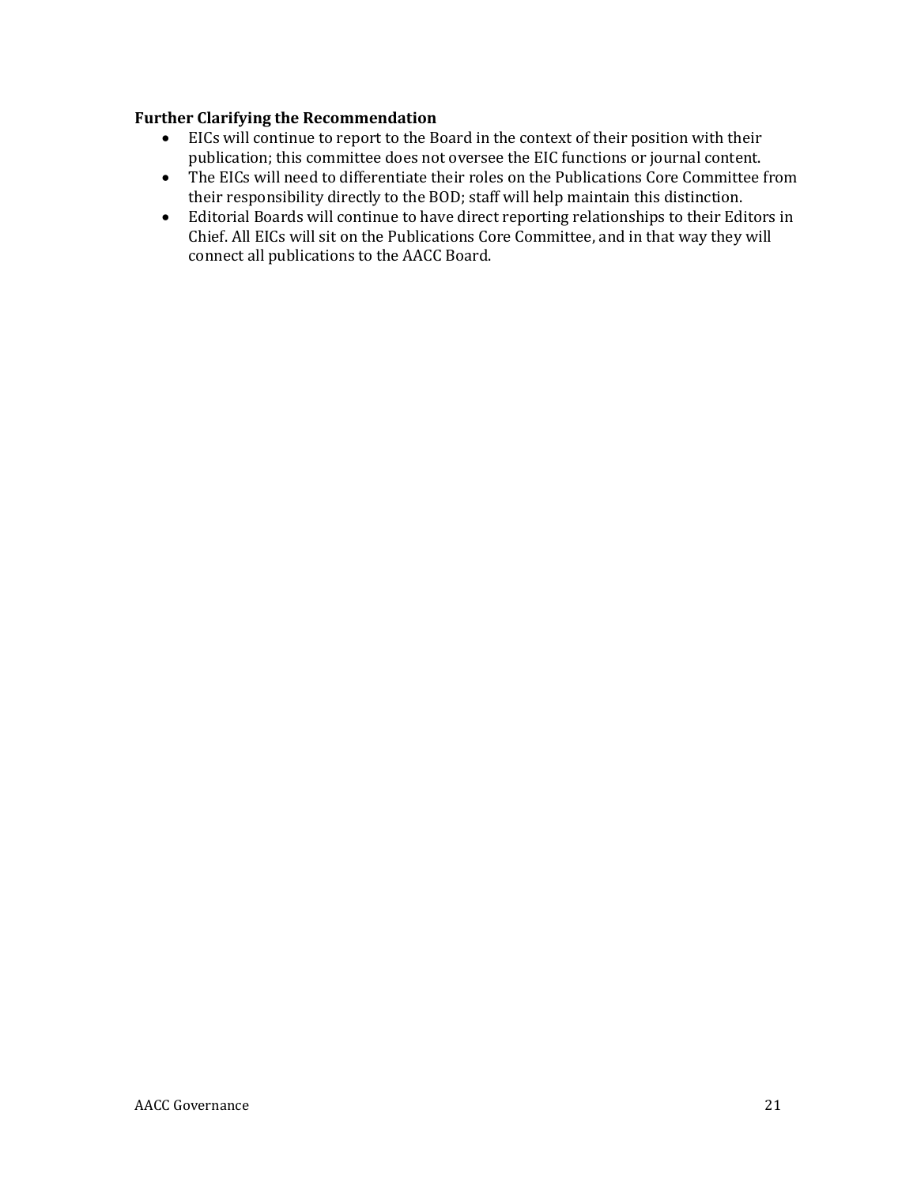**Further Clarifying the Recommendation**

- EICs will continue to report to the Board in the context of their position with their publication; this committee does not oversee the EIC functions or journal content.
- The EICs will need to differentiate their roles on the Publications Core Committee from their responsibility directly to the BOD; staff will help maintain this distinction.
- Editorial Boards will continue to have direct reporting relationships to their Editors in Chief. All EICs will sit on the Publications Core Committee, and in that way they will connect all publications to the AACC Board.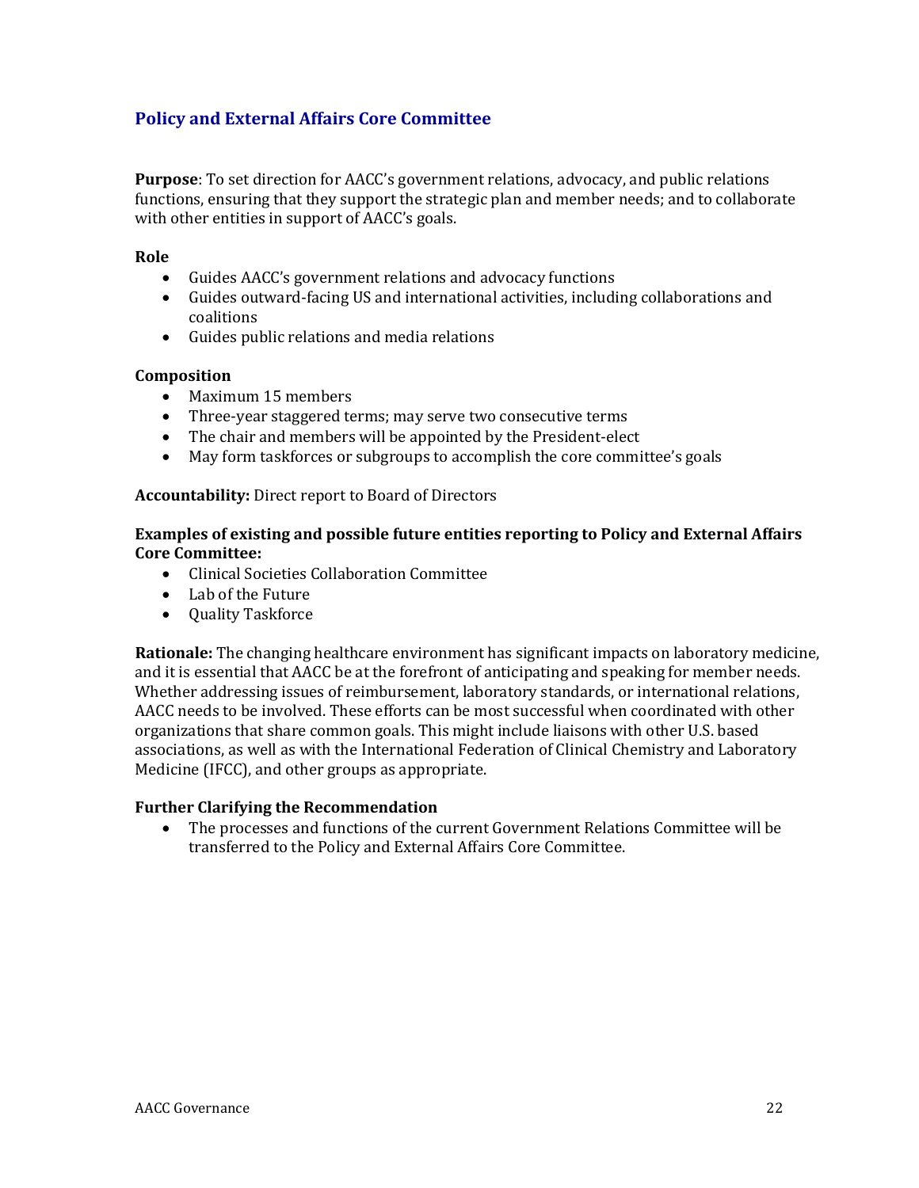## Policy and External Affairs Core Committee

**Purpose**: To set direction for AACC's government relations, advocacy, and public relations functions, ensuring that they support the strategic plan and member needs; and to collaborate with other entities in support of AACC's goals.

**Role**

- Guides AACC's government relations and advocacy functions
- Guides outward-facing US and international activities, including collaborations and coalitions
- Guides public relations and media relations

**Composition**

- Maximum 15 members
- Three-year staggered terms; may serve two consecutive terms
- The chair and members will be appointed by the President-elect
- May form taskforces or subgroups to accomplish the core committee's goals

**Accountability:** Direct report to Board of Directors

**Examples of existing and possible future entities reporting to Policy and External Affairs Core Committee:**

- Clinical Societies Collaboration Committee
- Lab of the Future
- Quality Taskforce

**Rationale:** The changing healthcare environment has significant impacts on laboratory medicine, and it is essential that AACC be at the forefront of anticipating and speaking for member needs. Whether addressing issues of reimbursement, laboratory standards, or international relations, AACC needs to be involved. These efforts can be most successful when coordinated with other organizations that share common goals. This might include liaisons with other U.S. based associations, as well as with the International Federation of Clinical Chemistry and Laboratory Medicine (IFCC), and other groups as appropriate.

**Further Clarifying the Recommendation**

- The processes and functions of the current Government Relations Committee will be transferred to the Policy and External Affairs Core Committee.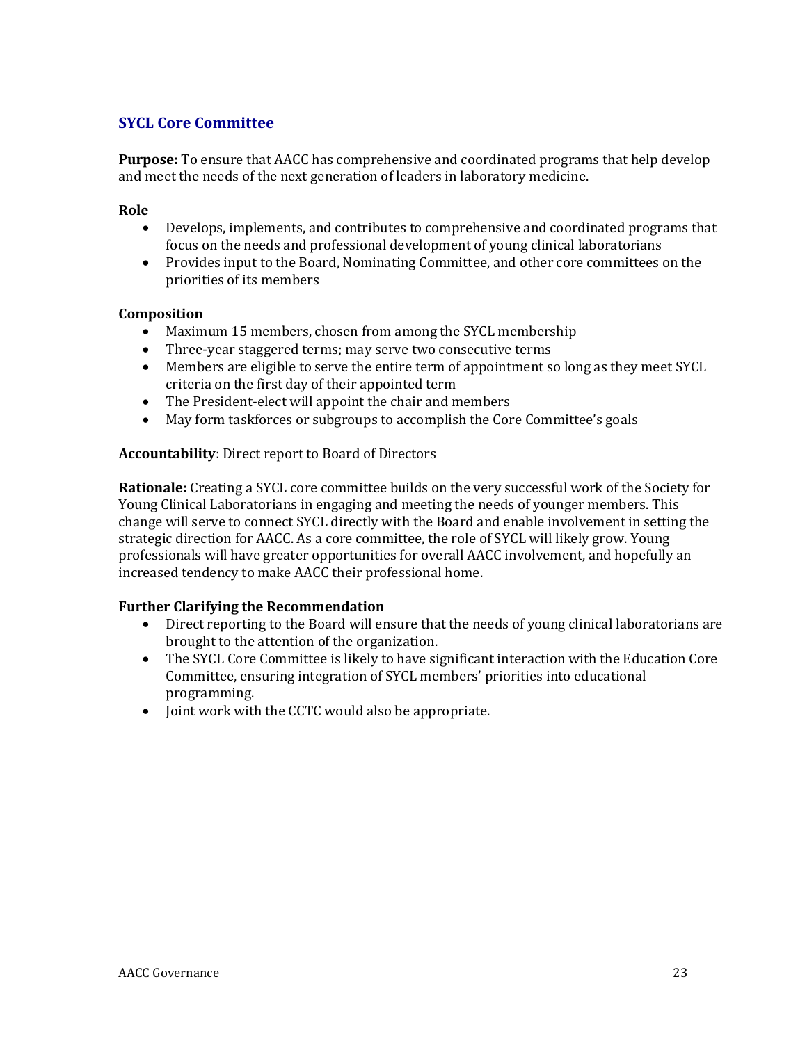## SYCL Core Committee

**Purpose:** To ensure that AACC has comprehensive and coordinated programs that help develop and meet the needs of the next generation of leaders in laboratory medicine.

**Role**

- Develops, implements, and contributes to comprehensive and coordinated programs that focus on the needs and professional development of young clinical laboratorians
- Provides input to the Board, Nominating Committee, and other core committees on the priorities of its members

**Composition**

- Maximum 15 members, chosen from among the SYCL membership
- Three-year staggered terms; may serve two consecutive terms
- Members are eligible to serve the entire term of appointment so long as they meet SYCL criteria on the first day of their appointed term
- The President-elect will appoint the chair and members
- May form taskforces or subgroups to accomplish the Core Committee's goals

**Accountability**: Direct report to Board of Directors

**Rationale:** Creating a SYCL core committee builds on the very successful work of the Society for Young Clinical Laboratorians in engaging and meeting the needs of younger members. This change will serve to connect SYCL directly with the Board and enable involvement in setting the strategic direction for AACC. As a core committee, the role of SYCL will likely grow. Young professionals will have greater opportunities for overall AACC involvement, and hopefully an increased tendency to make AACC their professional home.

**Further Clarifying the Recommendation**

- Direct reporting to the Board will ensure that the needs of young clinical laboratorians are brought to the attention of the organization.
- The SYCL Core Committee is likely to have significant interaction with the Education Core Committee, ensuring integration of SYCL members' priorities into educational programming.
- Joint work with the CCTC would also be appropriate.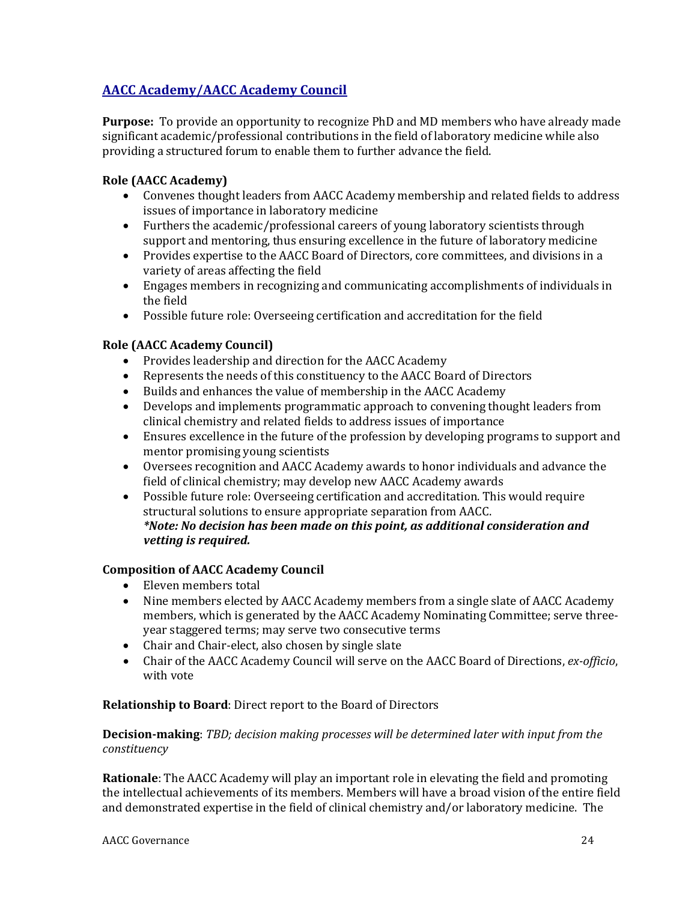## [AACC Academy/AACC Academy Council](#)

**Purpose:** To provide an opportunity to recognize PhD and MD members who have already made significant academic/professional contributions in the field of laboratory medicine while also providing a structured forum to enable them to further advance the field.

**Role (AACC Academy)**

- Convenes thought leaders from AACC Academy membership and related fields to address issues of importance in laboratory medicine
- Furthers the academic/professional careers of young laboratory scientists through support and mentoring, thus ensuring excellence in the future of laboratory medicine
- Provides expertise to the AACC Board of Directors, core committees, and divisions in a variety of areas affecting the field
- Engages members in recognizing and communicating accomplishments of individuals in the field
- Possible future role: Overseeing certification and accreditation for the field

**Role (AACC Academy Council)**

- Provides leadership and direction for the AACC Academy
- Represents the needs of this constituency to the AACC Board of Directors
- Builds and enhances the value of membership in the AACC Academy
- Develops and implements programmatic approach to convening thought leaders from clinical chemistry and related fields to address issues of importance
- Ensures excellence in the future of the profession by developing programs to support and mentor promising young scientists
- Oversees recognition and AACC Academy awards to honor individuals and advance the field of clinical chemistry; may develop new AACC Academy awards
- Possible future role: Overseeing certification and accreditation. This would require structural solutions to ensure appropriate separation from AACC.
  ***Note: No decision has been made on this point, as additional consideration and vetting is required.***

**Composition of AACC Academy Council**

- Eleven members total
- Nine members elected by AACC Academy members from a single slate of AACC Academy members, which is generated by the AACC Academy Nominating Committee; serve three-year staggered terms; may serve two consecutive terms
- Chair and Chair-elect, also chosen by single slate
- Chair of the AACC Academy Council will serve on the AACC Board of Directions, *ex-officio*, with vote

**Relationship to Board**: Direct report to the Board of Directors

**Decision-making**: *TBD; decision making processes will be determined later with input from the constituency*

**Rationale**: The AACC Academy will play an important role in elevating the field and promoting the intellectual achievements of its members. Members will have a broad vision of the entire field and demonstrated expertise in the field of clinical chemistry and/or laboratory medicine. The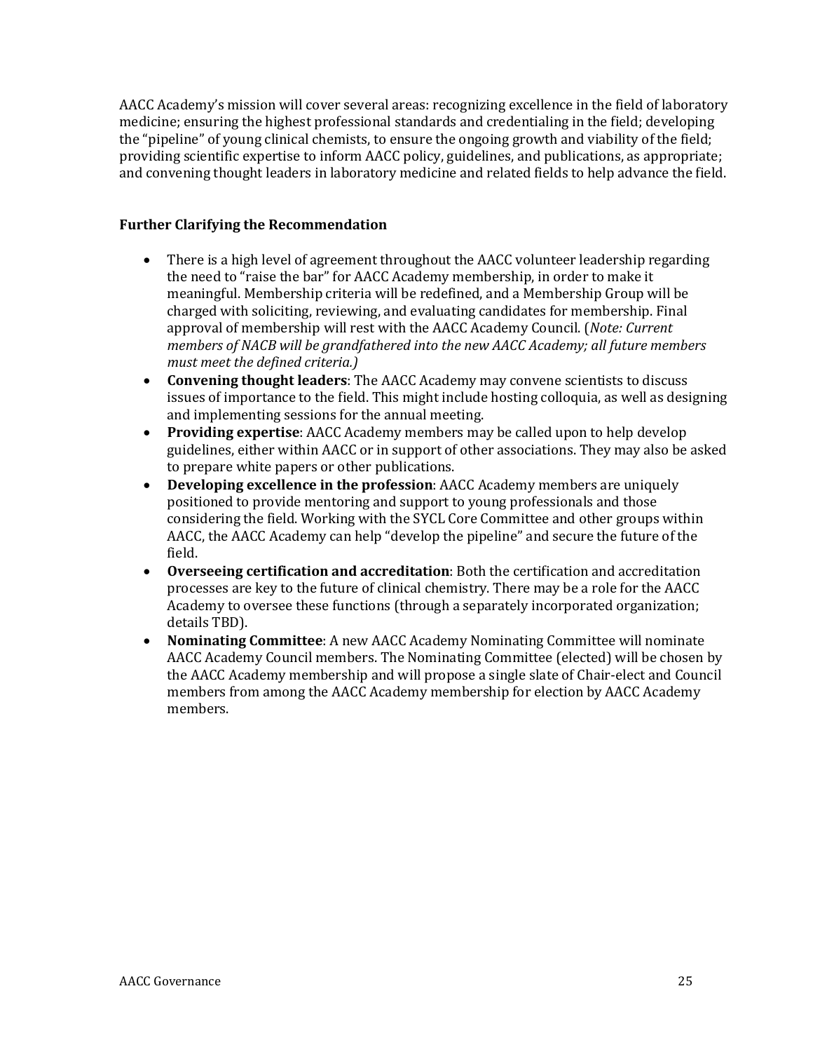AACC Academy's mission will cover several areas: recognizing excellence in the field of laboratory medicine; ensuring the highest professional standards and credentialing in the field; developing the "pipeline" of young clinical chemists, to ensure the ongoing growth and viability of the field; providing scientific expertise to inform AACC policy, guidelines, and publications, as appropriate; and convening thought leaders in laboratory medicine and related fields to help advance the field.

### Further Clarifying the Recommendation

- There is a high level of agreement throughout the AACC volunteer leadership regarding the need to "raise the bar" for AACC Academy membership, in order to make it meaningful. Membership criteria will be redefined, and a Membership Group will be charged with soliciting, reviewing, and evaluating candidates for membership. Final approval of membership will rest with the AACC Academy Council. (*Note: Current members of NACB will be grandfathered into the new AACC Academy; all future members must meet the defined criteria.)*
- **Convening thought leaders**: The AACC Academy may convene scientists to discuss issues of importance to the field. This might include hosting colloquia, as well as designing and implementing sessions for the annual meeting.
- **Providing expertise**: AACC Academy members may be called upon to help develop guidelines, either within AACC or in support of other associations. They may also be asked to prepare white papers or other publications.
- **Developing excellence in the profession**: AACC Academy members are uniquely positioned to provide mentoring and support to young professionals and those considering the field. Working with the SYCL Core Committee and other groups within AACC, the AACC Academy can help "develop the pipeline" and secure the future of the field.
- **Overseeing certification and accreditation**: Both the certification and accreditation processes are key to the future of clinical chemistry. There may be a role for the AACC Academy to oversee these functions (through a separately incorporated organization; details TBD).
- **Nominating Committee**: A new AACC Academy Nominating Committee will nominate AACC Academy Council members. The Nominating Committee (elected) will be chosen by the AACC Academy membership and will propose a single slate of Chair-elect and Council members from among the AACC Academy membership for election by AACC Academy members.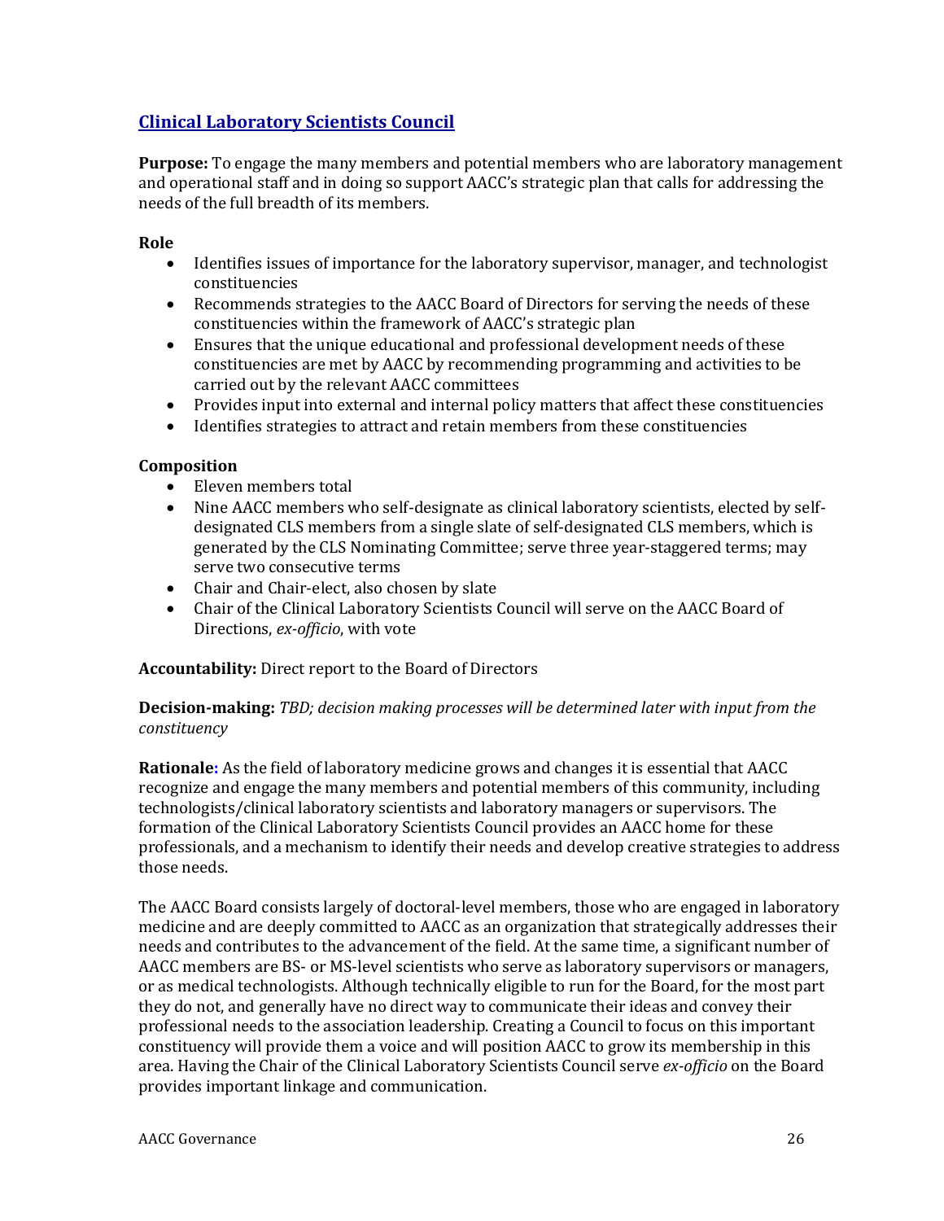## Clinical Laboratory Scientists Council

**Purpose:** To engage the many members and potential members who are laboratory management and operational staff and in doing so support AACC's strategic plan that calls for addressing the needs of the full breadth of its members.

**Role**

- Identifies issues of importance for the laboratory supervisor, manager, and technologist constituencies
- Recommends strategies to the AACC Board of Directors for serving the needs of these constituencies within the framework of AACC's strategic plan
- Ensures that the unique educational and professional development needs of these constituencies are met by AACC by recommending programming and activities to be carried out by the relevant AACC committees
- Provides input into external and internal policy matters that affect these constituencies
- Identifies strategies to attract and retain members from these constituencies

**Composition**

- Eleven members total
- Nine AACC members who self-designate as clinical laboratory scientists, elected by self-designated CLS members from a single slate of self-designated CLS members, which is generated by the CLS Nominating Committee; serve three year-staggered terms; may serve two consecutive terms
- Chair and Chair-elect, also chosen by slate
- Chair of the Clinical Laboratory Scientists Council will serve on the AACC Board of Directions, *ex-officio*, with vote

**Accountability:** Direct report to the Board of Directors

**Decision-making:** *TBD; decision making processes will be determined later with input from the constituency*

**Rationale:** As the field of laboratory medicine grows and changes it is essential that AACC recognize and engage the many members and potential members of this community, including technologists/clinical laboratory scientists and laboratory managers or supervisors. The formation of the Clinical Laboratory Scientists Council provides an AACC home for these professionals, and a mechanism to identify their needs and develop creative strategies to address those needs.

The AACC Board consists largely of doctoral-level members, those who are engaged in laboratory medicine and are deeply committed to AACC as an organization that strategically addresses their needs and contributes to the advancement of the field. At the same time, a significant number of AACC members are BS- or MS-level scientists who serve as laboratory supervisors or managers, or as medical technologists. Although technically eligible to run for the Board, for the most part they do not, and generally have no direct way to communicate their ideas and convey their professional needs to the association leadership. Creating a Council to focus on this important constituency will provide them a voice and will position AACC to grow its membership in this area. Having the Chair of the Clinical Laboratory Scientists Council serve *ex-officio* on the Board provides important linkage and communication.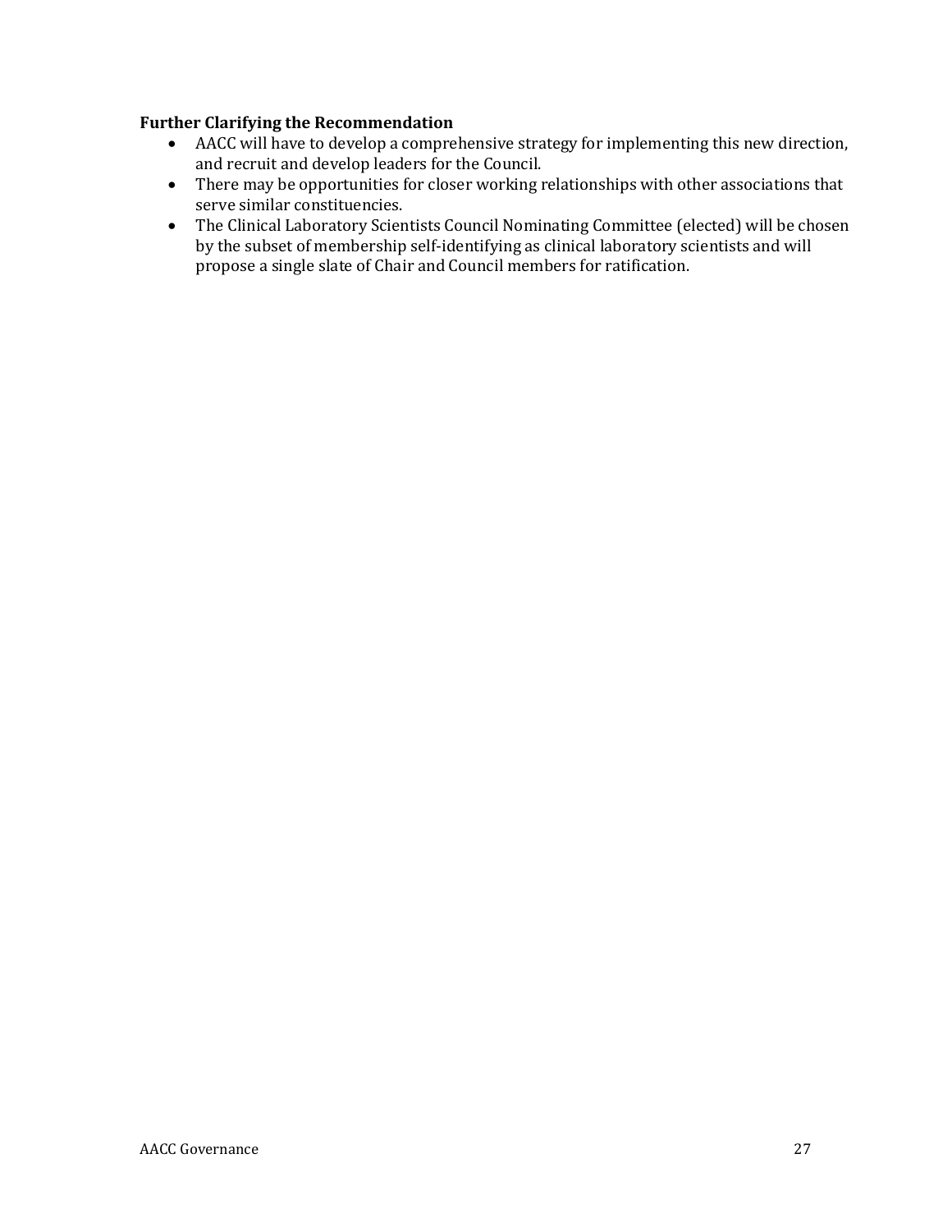**Further Clarifying the Recommendation**

- AACC will have to develop a comprehensive strategy for implementing this new direction, and recruit and develop leaders for the Council.
- There may be opportunities for closer working relationships with other associations that serve similar constituencies.
- The Clinical Laboratory Scientists Council Nominating Committee (elected) will be chosen by the subset of membership self-identifying as clinical laboratory scientists and will propose a single slate of Chair and Council members for ratification.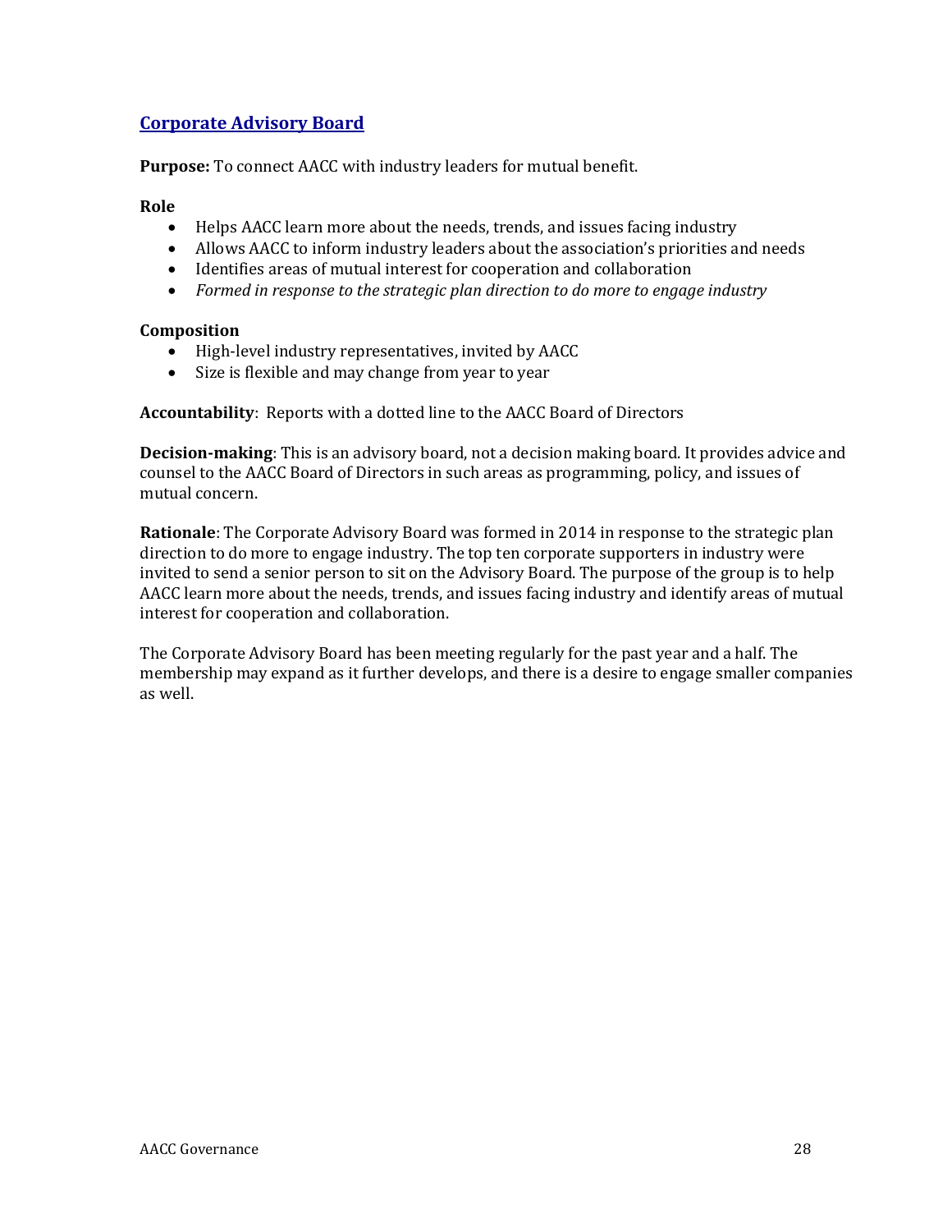## Corporate Advisory Board

**Purpose:** To connect AACC with industry leaders for mutual benefit.

**Role**

- Helps AACC learn more about the needs, trends, and issues facing industry
- Allows AACC to inform industry leaders about the association's priorities and needs
- Identifies areas of mutual interest for cooperation and collaboration
- *Formed in response to the strategic plan direction to do more to engage industry*

**Composition**

- High-level industry representatives, invited by AACC
- Size is flexible and may change from year to year

**Accountability**: Reports with a dotted line to the AACC Board of Directors

**Decision-making**: This is an advisory board, not a decision making board. It provides advice and counsel to the AACC Board of Directors in such areas as programming, policy, and issues of mutual concern.

**Rationale**: The Corporate Advisory Board was formed in 2014 in response to the strategic plan direction to do more to engage industry. The top ten corporate supporters in industry were invited to send a senior person to sit on the Advisory Board. The purpose of the group is to help AACC learn more about the needs, trends, and issues facing industry and identify areas of mutual interest for cooperation and collaboration.

The Corporate Advisory Board has been meeting regularly for the past year and a half. The membership may expand as it further develops, and there is a desire to engage smaller companies as well.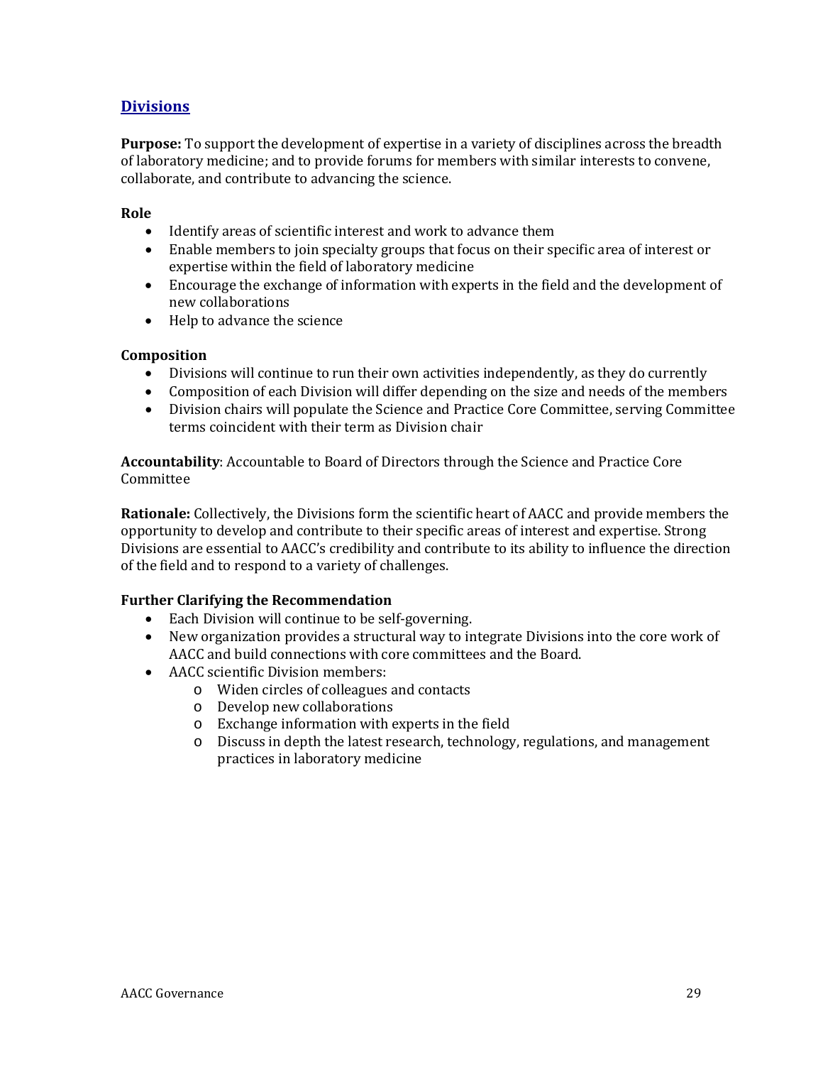## Divisions

**Purpose:** To support the development of expertise in a variety of disciplines across the breadth of laboratory medicine; and to provide forums for members with similar interests to convene, collaborate, and contribute to advancing the science.

**Role**

- Identify areas of scientific interest and work to advance them
- Enable members to join specialty groups that focus on their specific area of interest or expertise within the field of laboratory medicine
- Encourage the exchange of information with experts in the field and the development of new collaborations
- Help to advance the science

**Composition**

- Divisions will continue to run their own activities independently, as they do currently
- Composition of each Division will differ depending on the size and needs of the members
- Division chairs will populate the Science and Practice Core Committee, serving Committee terms coincident with their term as Division chair

**Accountability**: Accountable to Board of Directors through the Science and Practice Core Committee

**Rationale:** Collectively, the Divisions form the scientific heart of AACC and provide members the opportunity to develop and contribute to their specific areas of interest and expertise. Strong Divisions are essential to AACC's credibility and contribute to its ability to influence the direction of the field and to respond to a variety of challenges.

**Further Clarifying the Recommendation**

- Each Division will continue to be self-governing.
- New organization provides a structural way to integrate Divisions into the core work of AACC and build connections with core committees and the Board.
- AACC scientific Division members:
  - Widen circles of colleagues and contacts
  - Develop new collaborations
  - Exchange information with experts in the field
  - Discuss in depth the latest research, technology, regulations, and management practices in laboratory medicine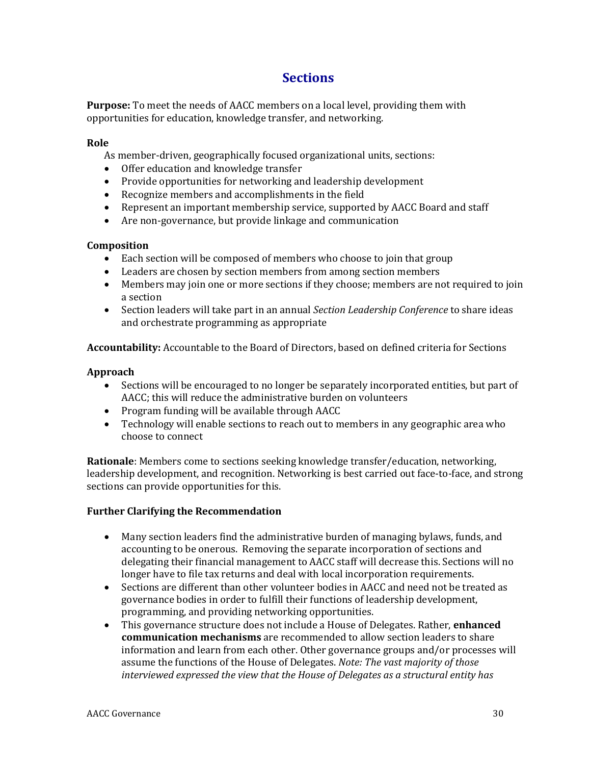## Sections

**Purpose:** To meet the needs of AACC members on a local level, providing them with opportunities for education, knowledge transfer, and networking.

### Role

As member-driven, geographically focused organizational units, sections:

- Offer education and knowledge transfer
- Provide opportunities for networking and leadership development
- Recognize members and accomplishments in the field
- Represent an important membership service, supported by AACC Board and staff
- Are non-governance, but provide linkage and communication

### Composition

- Each section will be composed of members who choose to join that group
- Leaders are chosen by section members from among section members
- Members may join one or more sections if they choose; members are not required to join a section
- Section leaders will take part in an annual *Section Leadership Conference* to share ideas and orchestrate programming as appropriate

**Accountability:** Accountable to the Board of Directors, based on defined criteria for Sections

### Approach

- Sections will be encouraged to no longer be separately incorporated entities, but part of AACC; this will reduce the administrative burden on volunteers
- Program funding will be available through AACC
- Technology will enable sections to reach out to members in any geographic area who choose to connect

**Rationale**: Members come to sections seeking knowledge transfer/education, networking, leadership development, and recognition. Networking is best carried out face-to-face, and strong sections can provide opportunities for this.

### Further Clarifying the Recommendation

- Many section leaders find the administrative burden of managing bylaws, funds, and accounting to be onerous. Removing the separate incorporation of sections and delegating their financial management to AACC staff will decrease this. Sections will no longer have to file tax returns and deal with local incorporation requirements.
- Sections are different than other volunteer bodies in AACC and need not be treated as governance bodies in order to fulfill their functions of leadership development, programming, and providing networking opportunities.
- This governance structure does not include a House of Delegates. Rather, **enhanced communication mechanisms** are recommended to allow section leaders to share information and learn from each other. Other governance groups and/or processes will assume the functions of the House of Delegates. *Note: The vast majority of those interviewed expressed the view that the House of Delegates as a structural entity has*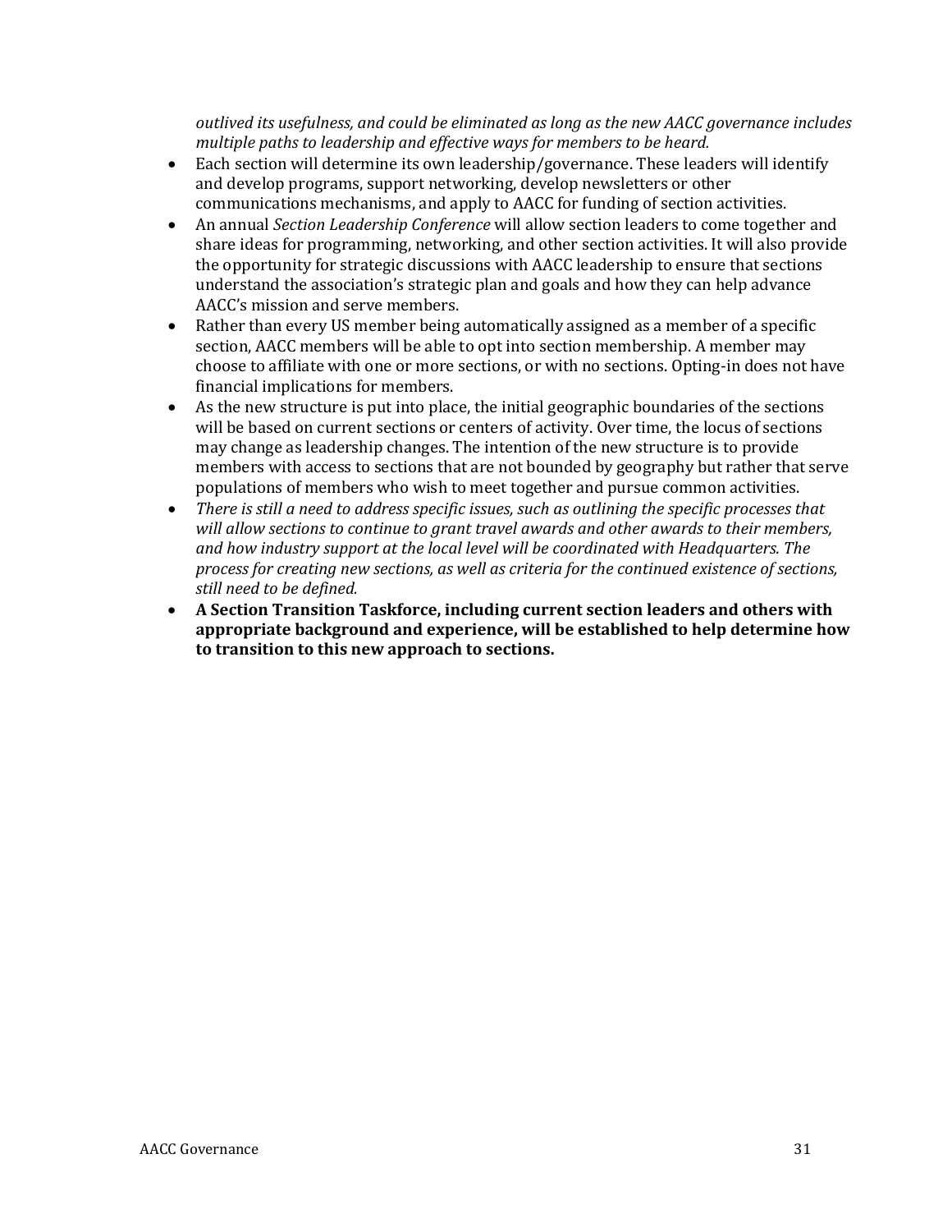*outlived its usefulness, and could be eliminated as long as the new AACC governance includes multiple paths to leadership and effective ways for members to be heard.*

- Each section will determine its own leadership/governance. These leaders will identify and develop programs, support networking, develop newsletters or other communications mechanisms, and apply to AACC for funding of section activities.
- An annual *Section Leadership Conference* will allow section leaders to come together and share ideas for programming, networking, and other section activities. It will also provide the opportunity for strategic discussions with AACC leadership to ensure that sections understand the association's strategic plan and goals and how they can help advance AACC's mission and serve members.
- Rather than every US member being automatically assigned as a member of a specific section, AACC members will be able to opt into section membership. A member may choose to affiliate with one or more sections, or with no sections. Opting-in does not have financial implications for members.
- As the new structure is put into place, the initial geographic boundaries of the sections will be based on current sections or centers of activity. Over time, the locus of sections may change as leadership changes. The intention of the new structure is to provide members with access to sections that are not bounded by geography but rather that serve populations of members who wish to meet together and pursue common activities.
- *There is still a need to address specific issues, such as outlining the specific processes that will allow sections to continue to grant travel awards and other awards to their members, and how industry support at the local level will be coordinated with Headquarters. The process for creating new sections, as well as criteria for the continued existence of sections, still need to be defined.*
- **A Section Transition Taskforce, including current section leaders and others with appropriate background and experience, will be established to help determine how to transition to this new approach to sections.**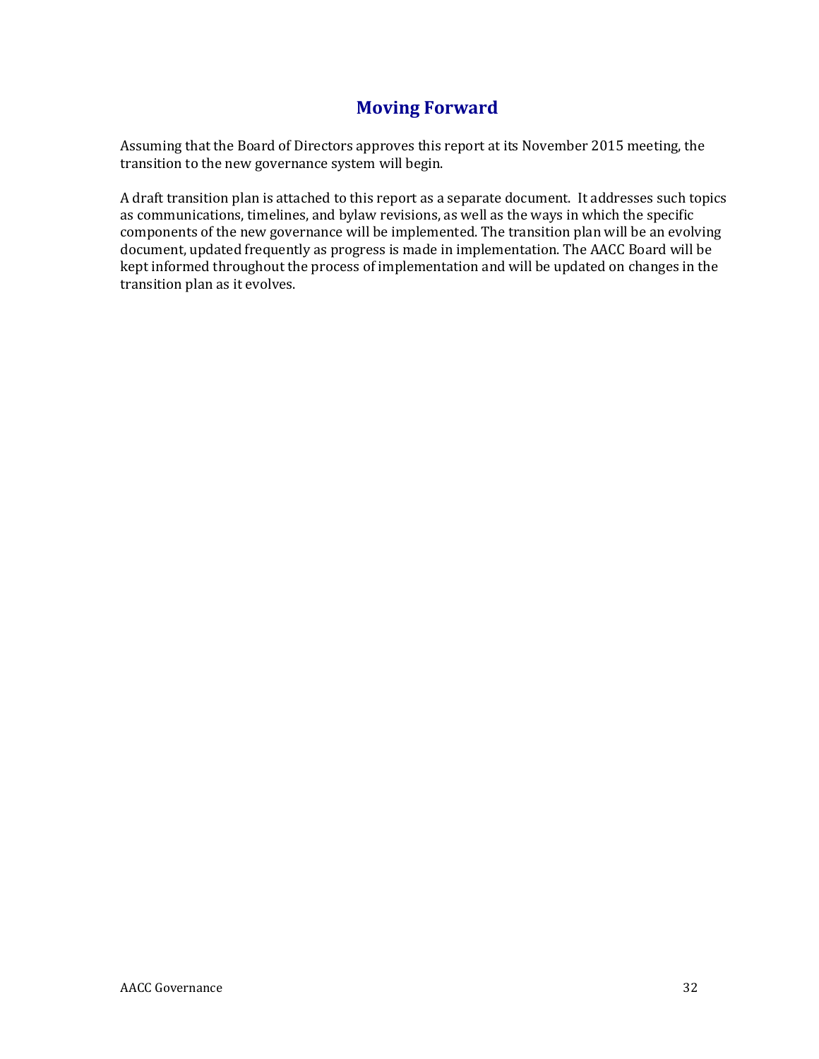## Moving Forward

Assuming that the Board of Directors approves this report at its November 2015 meeting, the transition to the new governance system will begin.

A draft transition plan is attached to this report as a separate document. It addresses such topics as communications, timelines, and bylaw revisions, as well as the ways in which the specific components of the new governance will be implemented. The transition plan will be an evolving document, updated frequently as progress is made in implementation. The AACC Board will be kept informed throughout the process of implementation and will be updated on changes in the transition plan as it evolves.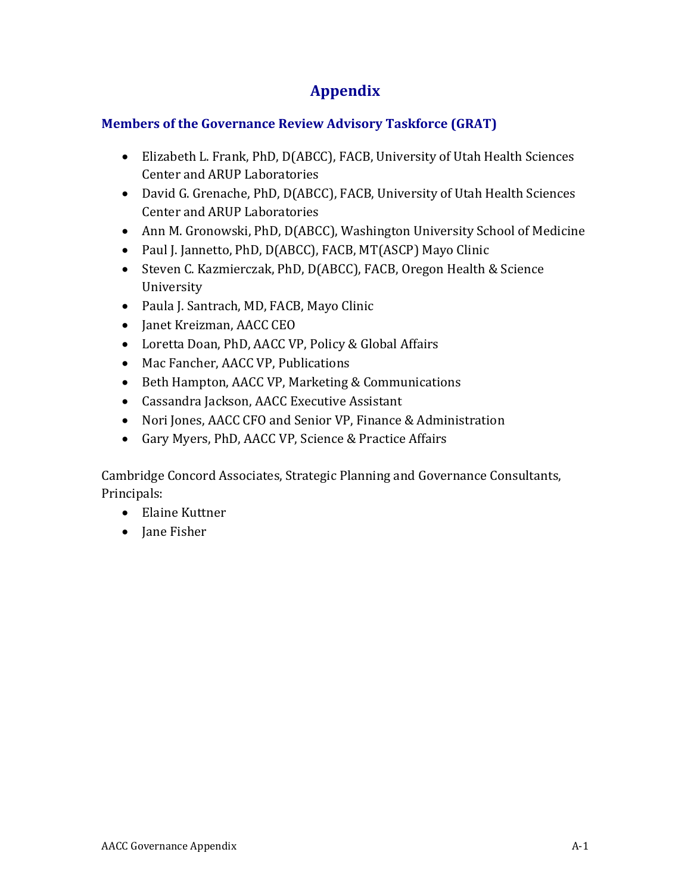# Appendix

## Members of the Governance Review Advisory Taskforce (GRAT)

- Elizabeth L. Frank, PhD, D(ABCC), FACB, University of Utah Health Sciences Center and ARUP Laboratories
- David G. Grenache, PhD, D(ABCC), FACB, University of Utah Health Sciences Center and ARUP Laboratories
- Ann M. Gronowski, PhD, D(ABCC), Washington University School of Medicine
- Paul J. Jannetto, PhD, D(ABCC), FACB, MT(ASCP) Mayo Clinic
- Steven C. Kazmierczak, PhD, D(ABCC), FACB, Oregon Health & Science University
- Paula J. Santrach, MD, FACB, Mayo Clinic
- Janet Kreizman, AACC CEO
- Loretta Doan, PhD, AACC VP, Policy & Global Affairs
- Mac Fancher, AACC VP, Publications
- Beth Hampton, AACC VP, Marketing & Communications
- Cassandra Jackson, AACC Executive Assistant
- Nori Jones, AACC CFO and Senior VP, Finance & Administration
- Gary Myers, PhD, AACC VP, Science & Practice Affairs

Cambridge Concord Associates, Strategic Planning and Governance Consultants, Principals:

- Elaine Kuttner
- Jane Fisher